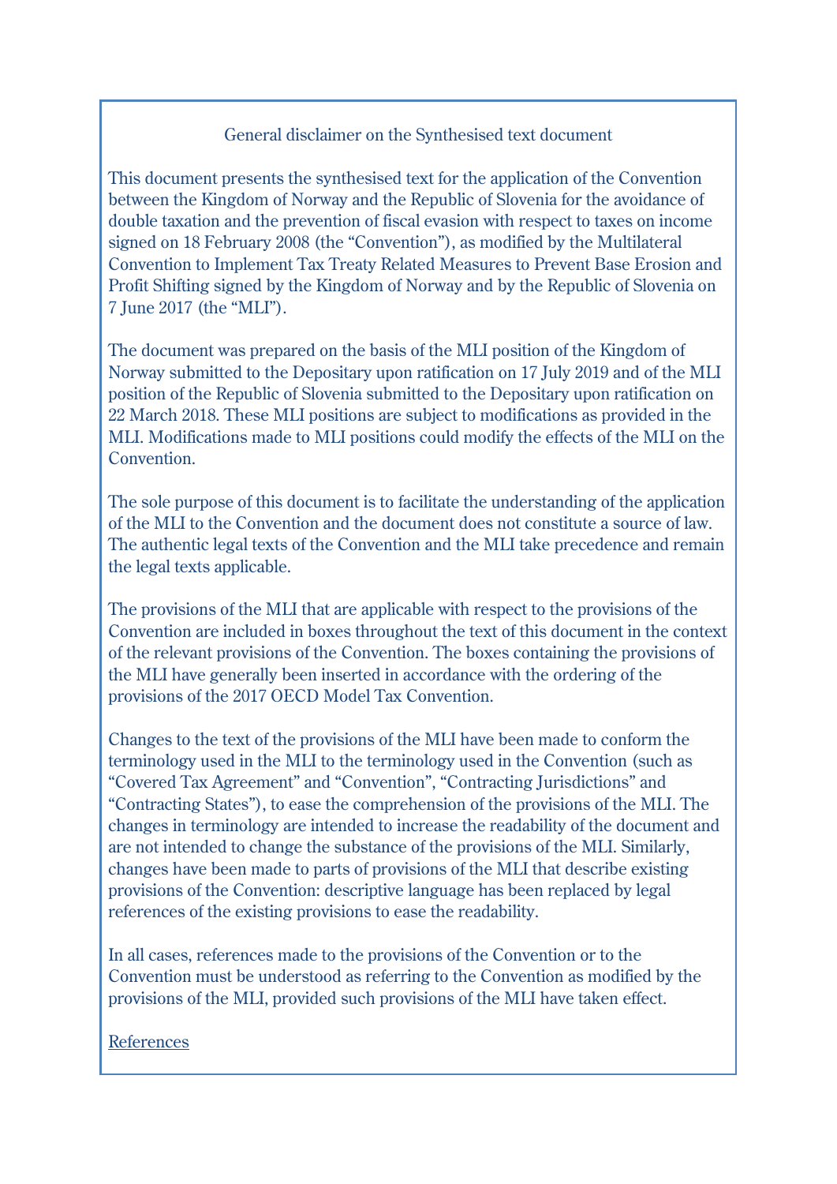General disclaimer on the Synthesised text document

This document presents the synthesised text for the application of the Convention between the Kingdom of Norway and the Republic of Slovenia for the avoidance of double taxation and the prevention of fiscal evasion with respect to taxes on income signed on 18 February 2008 (the "Convention"), as modified by the Multilateral Convention to Implement Tax Treaty Related Measures to Prevent Base Erosion and Profit Shifting signed by the Kingdom of Norway and by the Republic of Slovenia on 7 June 2017 (the "MLI").

The document was prepared on the basis of the MLI position of the Kingdom of Norway submitted to the Depositary upon ratification on 17 July 2019 and of the MLI position of the Republic of Slovenia submitted to the Depositary upon ratification on 22 March 2018. These MLI positions are subject to modifications as provided in the MLI. Modifications made to MLI positions could modify the effects of the MLI on the Convention.

The sole purpose of this document is to facilitate the understanding of the application of the MLI to the Convention and the document does not constitute a source of law. The authentic legal texts of the Convention and the MLI take precedence and remain the legal texts applicable.

The provisions of the MLI that are applicable with respect to the provisions of the Convention are included in boxes throughout the text of this document in the context of the relevant provisions of the Convention. The boxes containing the provisions of the MLI have generally been inserted in accordance with the ordering of the provisions of the 2017 OECD Model Tax Convention.

Changes to the text of the provisions of the MLI have been made to conform the terminology used in the MLI to the terminology used in the Convention (such as "Covered Tax Agreement" and "Convention", "Contracting Jurisdictions" and "Contracting States"), to ease the comprehension of the provisions of the MLI. The changes in terminology are intended to increase the readability of the document and are not intended to change the substance of the provisions of the MLI. Similarly, changes have been made to parts of provisions of the MLI that describe existing provisions of the Convention: descriptive language has been replaced by legal references of the existing provisions to ease the readability.

In all cases, references made to the provisions of the Convention or to the Convention must be understood as referring to the Convention as modified by the provisions of the MLI, provided such provisions of the MLI have taken effect.

References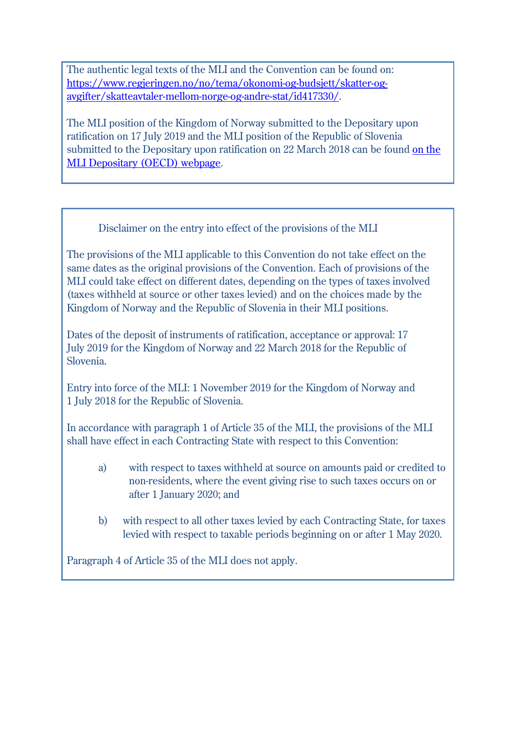The authentic legal texts of the MLI and the Convention can be found on: https://www.regjeringen.no/no/tema/okonomi-og-budsjett/skatter-og-avgifter/skatteavtaler-mellom-norge-og-andre-stat/id417330/.

The MLI position of the Kingdom of Norway submitted to the Depositary upon ratification on 17 July 2019 and the MLI position of the Republic of Slovenia submitted to the Depositary upon ratification on 22 March 2018 can be found on the MLI Depositary (OECD) webpage.

Disclaimer on the entry into effect of the provisions of the MLI

The provisions of the MLI applicable to this Convention do not take effect on the same dates as the original provisions of the Convention. Each of provisions of the MLI could take effect on different dates, depending on the types of taxes involved (taxes withheld at source or other taxes levied) and on the choices made by the Kingdom of Norway and the Republic of Slovenia in their MLI positions.

Dates of the deposit of instruments of ratification, acceptance or approval: 17 July 2019 for the Kingdom of Norway and 22 March 2018 for the Republic of Slovenia.

Entry into force of the MLI: 1 November 2019 for the Kingdom of Norway and 1 July 2018 for the Republic of Slovenia.

In accordance with paragraph 1 of Article 35 of the MLI, the provisions of the MLI shall have effect in each Contracting State with respect to this Convention:

a) with respect to taxes withheld at source on amounts paid or credited to non-residents, where the event giving rise to such taxes occurs on or after 1 January 2020; and

b) with respect to all other taxes levied by each Contracting State, for taxes levied with respect to taxable periods beginning on or after 1 May 2020.

Paragraph 4 of Article 35 of the MLI does not apply.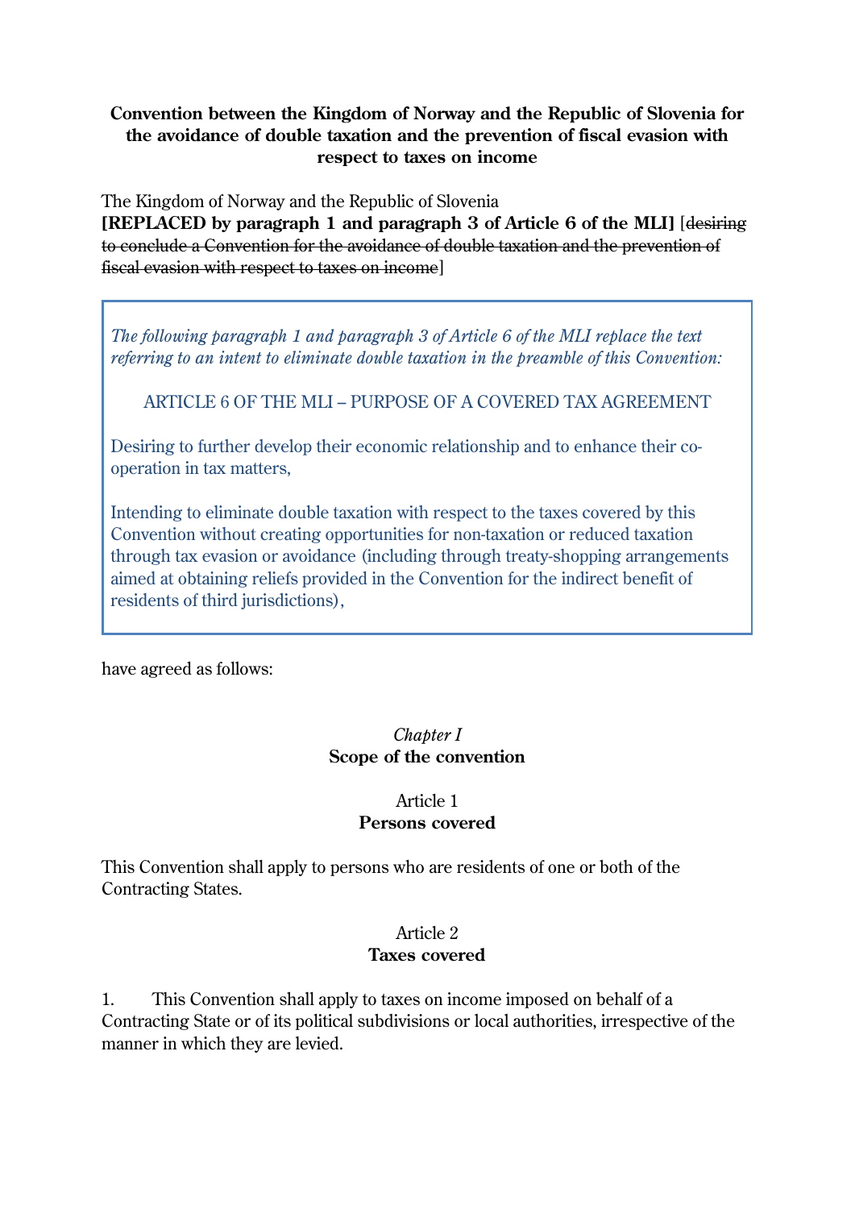**Convention between the Kingdom of Norway and the Republic of Slovenia for the avoidance of double taxation and the prevention of fiscal evasion with respect to taxes on income**

The Kingdom of Norway and the Republic of Slovenia
**[REPLACED by paragraph 1 and paragraph 3 of Article 6 of the MLI]** [~~desiring to conclude a Convention for the avoidance of double taxation and the prevention of fiscal evasion with respect to taxes on income~~]

> *The following paragraph 1 and paragraph 3 of Article 6 of the MLI replace the text referring to an intent to eliminate double taxation in the preamble of this Convention:*
>
> ARTICLE 6 OF THE MLI – PURPOSE OF A COVERED TAX AGREEMENT
>
> Desiring to further develop their economic relationship and to enhance their co-operation in tax matters,
>
> Intending to eliminate double taxation with respect to the taxes covered by this Convention without creating opportunities for non-taxation or reduced taxation through tax evasion or avoidance (including through treaty-shopping arrangements aimed at obtaining reliefs provided in the Convention for the indirect benefit of residents of third jurisdictions),

have agreed as follows:

*Chapter I*
**Scope of the convention**

Article 1
**Persons covered**

This Convention shall apply to persons who are residents of one or both of the Contracting States.

Article 2
**Taxes covered**

1. This Convention shall apply to taxes on income imposed on behalf of a Contracting State or of its political subdivisions or local authorities, irrespective of the manner in which they are levied.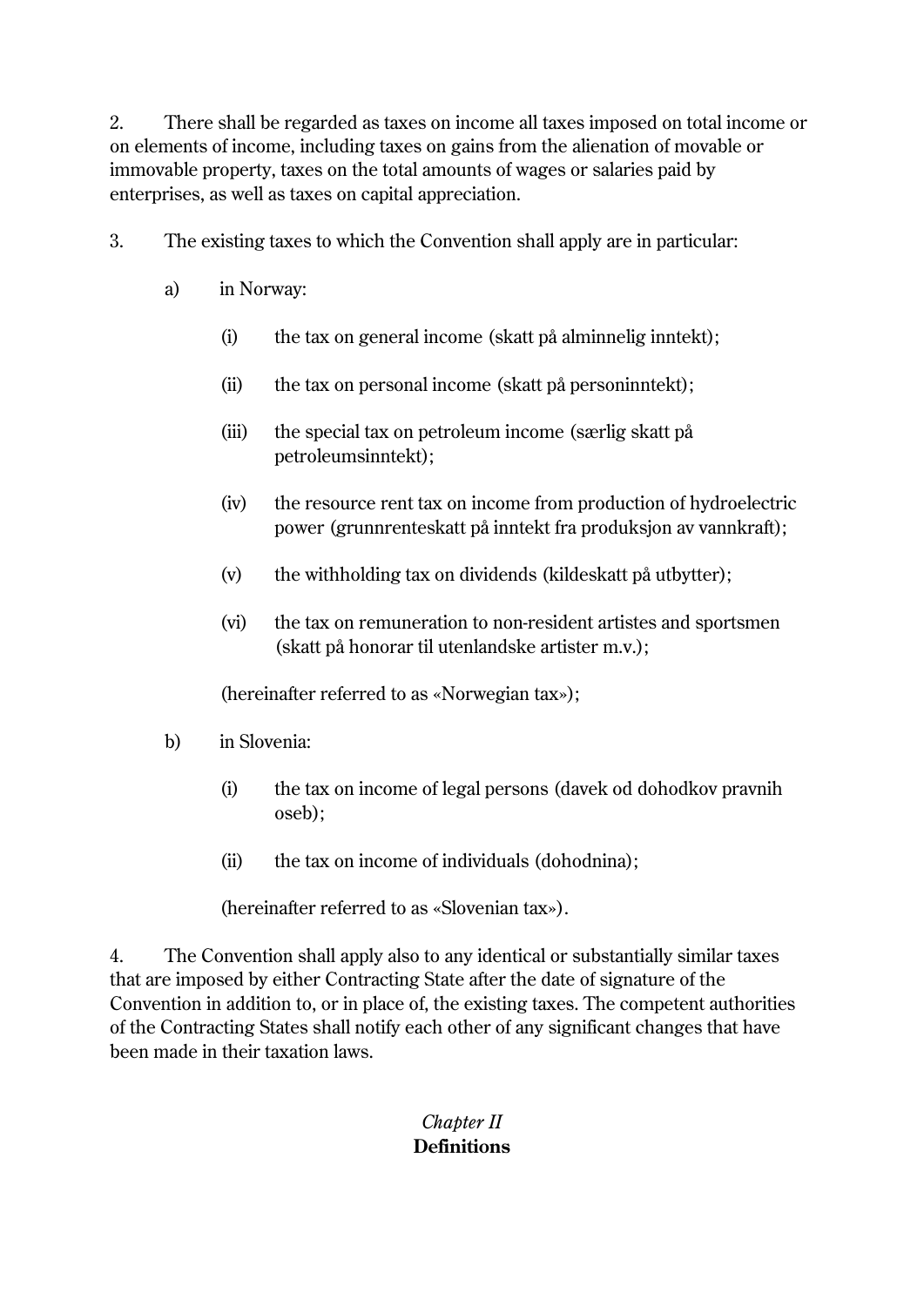2. There shall be regarded as taxes on income all taxes imposed on total income or on elements of income, including taxes on gains from the alienation of movable or immovable property, taxes on the total amounts of wages or salaries paid by enterprises, as well as taxes on capital appreciation.

3. The existing taxes to which the Convention shall apply are in particular:

a) in Norway:

(i) the tax on general income (skatt på alminnelig inntekt);

(ii) the tax on personal income (skatt på personinntekt);

(iii) the special tax on petroleum income (særlig skatt på petroleumsinntekt);

(iv) the resource rent tax on income from production of hydroelectric power (grunnrenteskatt på inntekt fra produksjon av vannkraft);

(v) the withholding tax on dividends (kildeskatt på utbytter);

(vi) the tax on remuneration to non-resident artistes and sportsmen (skatt på honorar til utenlandske artister m.v.);

(hereinafter referred to as «Norwegian tax»);

b) in Slovenia:

(i) the tax on income of legal persons (davek od dohodkov pravnih oseb);

(ii) the tax on income of individuals (dohodnina);

(hereinafter referred to as «Slovenian tax»).

4. The Convention shall apply also to any identical or substantially similar taxes that are imposed by either Contracting State after the date of signature of the Convention in addition to, or in place of, the existing taxes. The competent authorities of the Contracting States shall notify each other of any significant changes that have been made in their taxation laws.

## *Chapter II*
## **Definitions**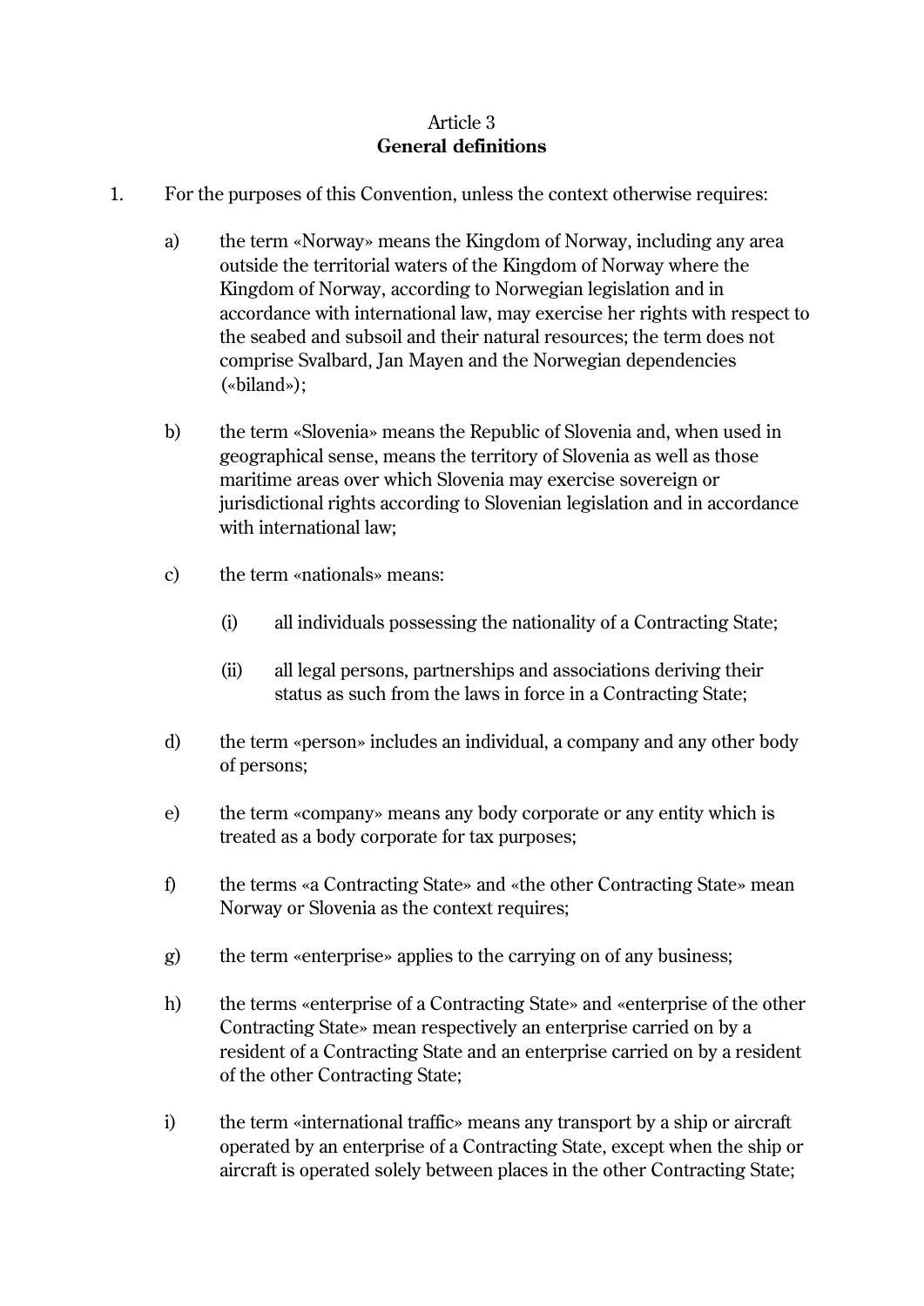Article 3
**General definitions**

1. For the purposes of this Convention, unless the context otherwise requires:

   a) the term «Norway» means the Kingdom of Norway, including any area outside the territorial waters of the Kingdom of Norway where the Kingdom of Norway, according to Norwegian legislation and in accordance with international law, may exercise her rights with respect to the seabed and subsoil and their natural resources; the term does not comprise Svalbard, Jan Mayen and the Norwegian dependencies («biland»);

   b) the term «Slovenia» means the Republic of Slovenia and, when used in geographical sense, means the territory of Slovenia as well as those maritime areas over which Slovenia may exercise sovereign or jurisdictional rights according to Slovenian legislation and in accordance with international law;

   c) the term «nationals» means:

      (i) all individuals possessing the nationality of a Contracting State;

      (ii) all legal persons, partnerships and associations deriving their status as such from the laws in force in a Contracting State;

   d) the term «person» includes an individual, a company and any other body of persons;

   e) the term «company» means any body corporate or any entity which is treated as a body corporate for tax purposes;

   f) the terms «a Contracting State» and «the other Contracting State» mean Norway or Slovenia as the context requires;

   g) the term «enterprise» applies to the carrying on of any business;

   h) the terms «enterprise of a Contracting State» and «enterprise of the other Contracting State» mean respectively an enterprise carried on by a resident of a Contracting State and an enterprise carried on by a resident of the other Contracting State;

   i) the term «international traffic» means any transport by a ship or aircraft operated by an enterprise of a Contracting State, except when the ship or aircraft is operated solely between places in the other Contracting State;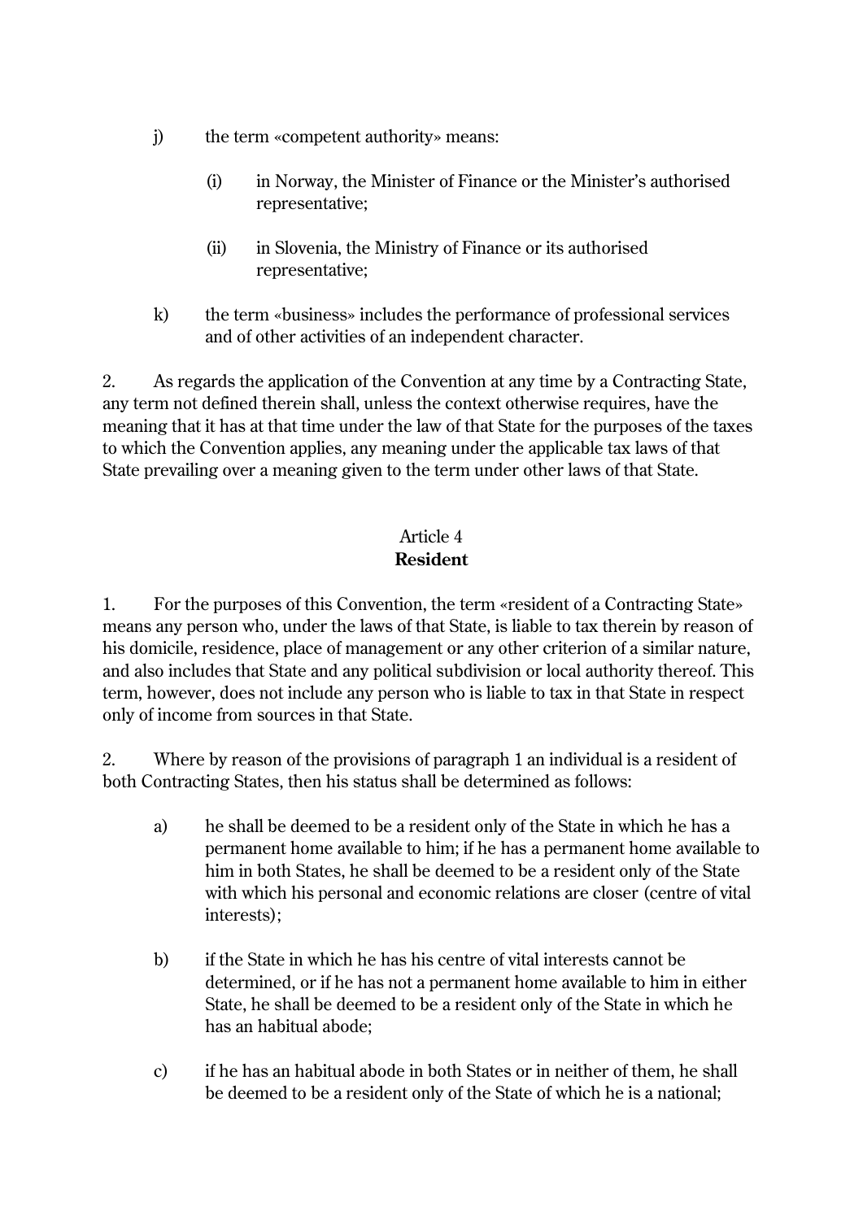j) the term «competent authority» means:

   (i) in Norway, the Minister of Finance or the Minister's authorised representative;

   (ii) in Slovenia, the Ministry of Finance or its authorised representative;

k) the term «business» includes the performance of professional services and of other activities of an independent character.

2. As regards the application of the Convention at any time by a Contracting State, any term not defined therein shall, unless the context otherwise requires, have the meaning that it has at that time under the law of that State for the purposes of the taxes to which the Convention applies, any meaning under the applicable tax laws of that State prevailing over a meaning given to the term under other laws of that State.

## Article 4
## Resident

1. For the purposes of this Convention, the term «resident of a Contracting State» means any person who, under the laws of that State, is liable to tax therein by reason of his domicile, residence, place of management or any other criterion of a similar nature, and also includes that State and any political subdivision or local authority thereof. This term, however, does not include any person who is liable to tax in that State in respect only of income from sources in that State.

2. Where by reason of the provisions of paragraph 1 an individual is a resident of both Contracting States, then his status shall be determined as follows:

a) he shall be deemed to be a resident only of the State in which he has a permanent home available to him; if he has a permanent home available to him in both States, he shall be deemed to be a resident only of the State with which his personal and economic relations are closer (centre of vital interests);

b) if the State in which he has his centre of vital interests cannot be determined, or if he has not a permanent home available to him in either State, he shall be deemed to be a resident only of the State in which he has an habitual abode;

c) if he has an habitual abode in both States or in neither of them, he shall be deemed to be a resident only of the State of which he is a national;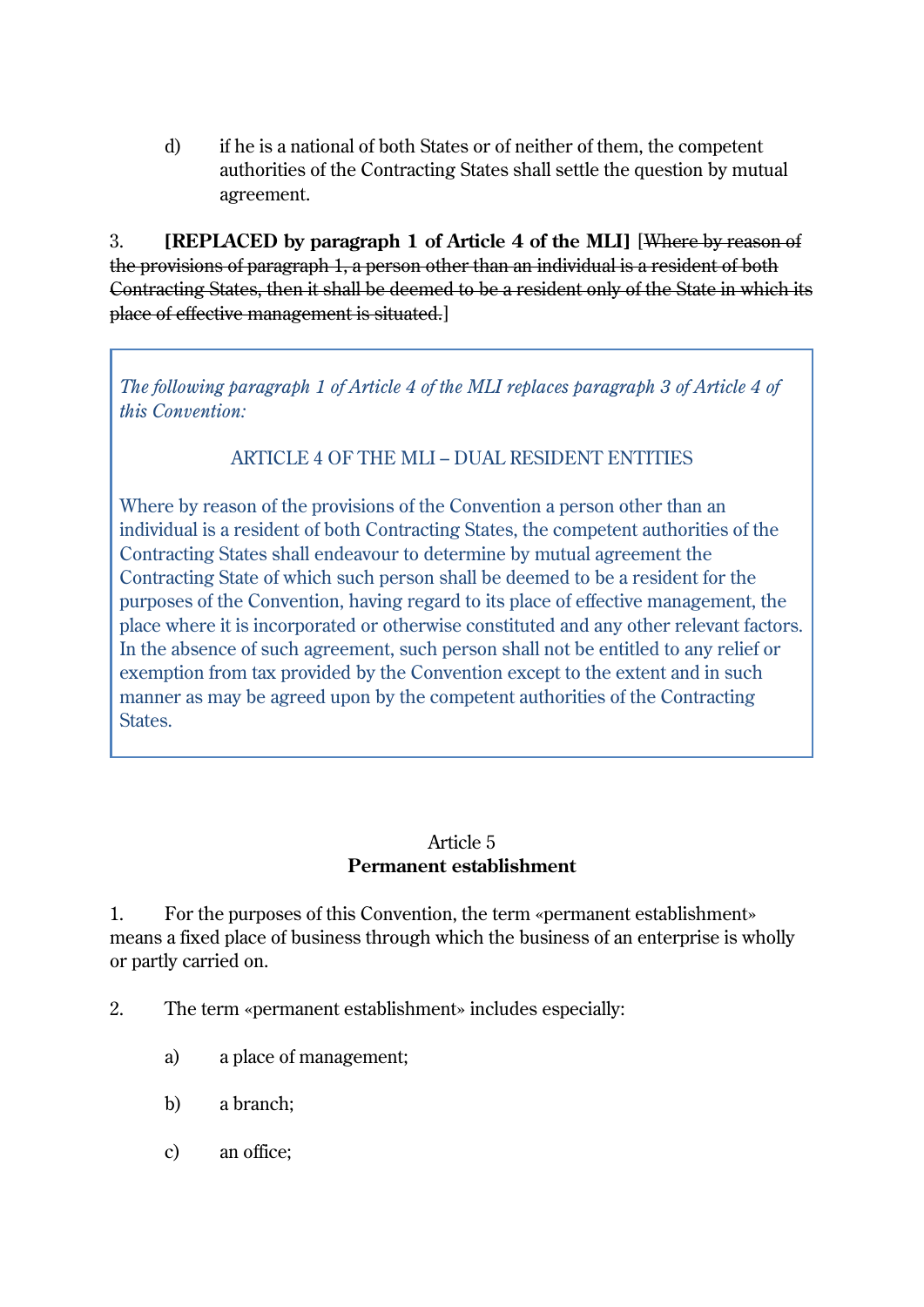d) if he is a national of both States or of neither of them, the competent authorities of the Contracting States shall settle the question by mutual agreement.

3. **[REPLACED by paragraph 1 of Article 4 of the MLI]** [~~Where by reason of the provisions of paragraph 1, a person other than an individual is a resident of both Contracting States, then it shall be deemed to be a resident only of the State in which its place of effective management is situated.~~]

> *The following paragraph 1 of Article 4 of the MLI replaces paragraph 3 of Article 4 of this Convention:*
>
> ARTICLE 4 OF THE MLI – DUAL RESIDENT ENTITIES
>
> Where by reason of the provisions of the Convention a person other than an individual is a resident of both Contracting States, the competent authorities of the Contracting States shall endeavour to determine by mutual agreement the Contracting State of which such person shall be deemed to be a resident for the purposes of the Convention, having regard to its place of effective management, the place where it is incorporated or otherwise constituted and any other relevant factors. In the absence of such agreement, such person shall not be entitled to any relief or exemption from tax provided by the Convention except to the extent and in such manner as may be agreed upon by the competent authorities of the Contracting States.

## Article 5
## Permanent establishment

1. For the purposes of this Convention, the term «permanent establishment» means a fixed place of business through which the business of an enterprise is wholly or partly carried on.

2. The term «permanent establishment» includes especially:

a) a place of management;

b) a branch;

c) an office;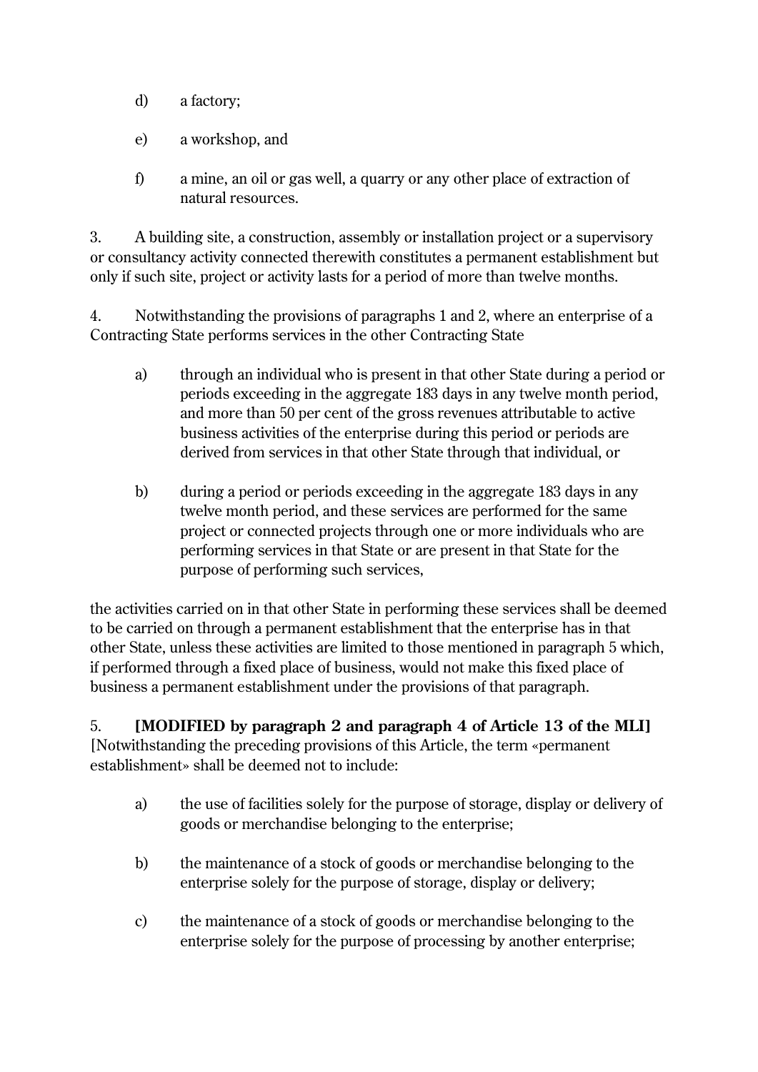d) a factory;

e) a workshop, and

f) a mine, an oil or gas well, a quarry or any other place of extraction of natural resources.

3. A building site, a construction, assembly or installation project or a supervisory or consultancy activity connected therewith constitutes a permanent establishment but only if such site, project or activity lasts for a period of more than twelve months.

4. Notwithstanding the provisions of paragraphs 1 and 2, where an enterprise of a Contracting State performs services in the other Contracting State

a) through an individual who is present in that other State during a period or periods exceeding in the aggregate 183 days in any twelve month period, and more than 50 per cent of the gross revenues attributable to active business activities of the enterprise during this period or periods are derived from services in that other State through that individual, or

b) during a period or periods exceeding in the aggregate 183 days in any twelve month period, and these services are performed for the same project or connected projects through one or more individuals who are performing services in that State or are present in that State for the purpose of performing such services,

the activities carried on in that other State in performing these services shall be deemed to be carried on through a permanent establishment that the enterprise has in that other State, unless these activities are limited to those mentioned in paragraph 5 which, if performed through a fixed place of business, would not make this fixed place of business a permanent establishment under the provisions of that paragraph.

5. **[MODIFIED by paragraph 2 and paragraph 4 of Article 13 of the MLI]** [Notwithstanding the preceding provisions of this Article, the term «permanent establishment» shall be deemed not to include:

a) the use of facilities solely for the purpose of storage, display or delivery of goods or merchandise belonging to the enterprise;

b) the maintenance of a stock of goods or merchandise belonging to the enterprise solely for the purpose of storage, display or delivery;

c) the maintenance of a stock of goods or merchandise belonging to the enterprise solely for the purpose of processing by another enterprise;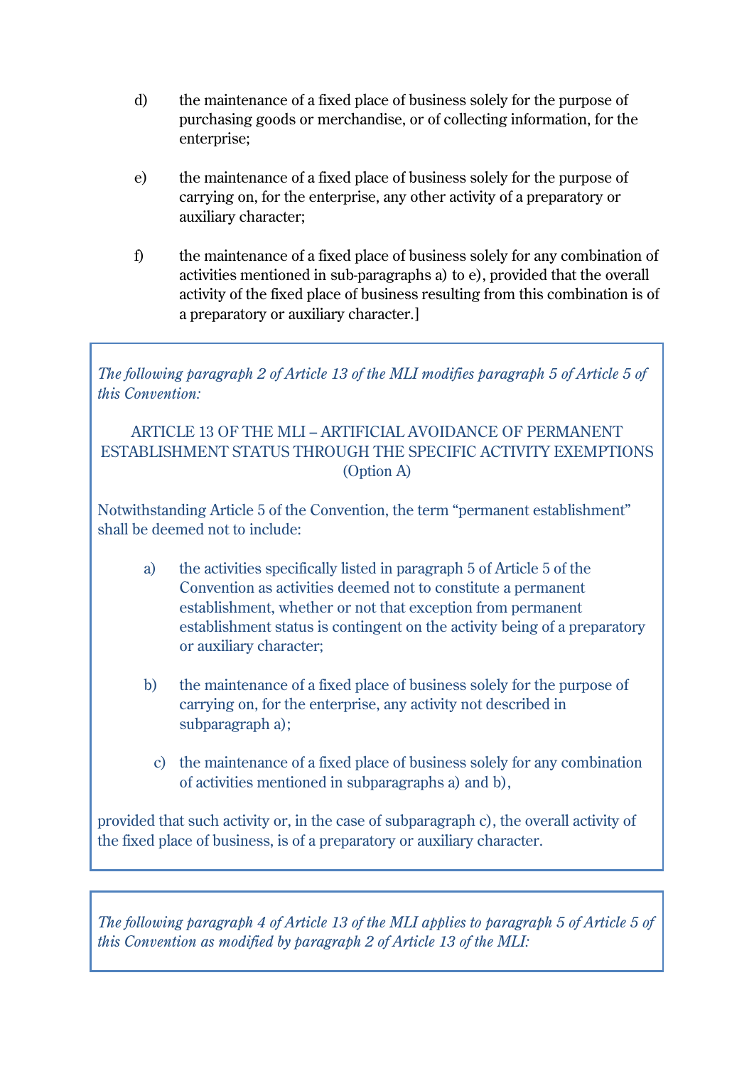d) the maintenance of a fixed place of business solely for the purpose of purchasing goods or merchandise, or of collecting information, for the enterprise;

e) the maintenance of a fixed place of business solely for the purpose of carrying on, for the enterprise, any other activity of a preparatory or auxiliary character;

f) the maintenance of a fixed place of business solely for any combination of activities mentioned in sub-paragraphs a) to e), provided that the overall activity of the fixed place of business resulting from this combination is of a preparatory or auxiliary character.]

*The following paragraph 2 of Article 13 of the MLI modifies paragraph 5 of Article 5 of this Convention:*

ARTICLE 13 OF THE MLI – ARTIFICIAL AVOIDANCE OF PERMANENT ESTABLISHMENT STATUS THROUGH THE SPECIFIC ACTIVITY EXEMPTIONS (Option A)

Notwithstanding Article 5 of the Convention, the term "permanent establishment" shall be deemed not to include:

a) the activities specifically listed in paragraph 5 of Article 5 of the Convention as activities deemed not to constitute a permanent establishment, whether or not that exception from permanent establishment status is contingent on the activity being of a preparatory or auxiliary character;

b) the maintenance of a fixed place of business solely for the purpose of carrying on, for the enterprise, any activity not described in subparagraph a);

c) the maintenance of a fixed place of business solely for any combination of activities mentioned in subparagraphs a) and b),

provided that such activity or, in the case of subparagraph c), the overall activity of the fixed place of business, is of a preparatory or auxiliary character.

*The following paragraph 4 of Article 13 of the MLI applies to paragraph 5 of Article 5 of this Convention as modified by paragraph 2 of Article 13 of the MLI:*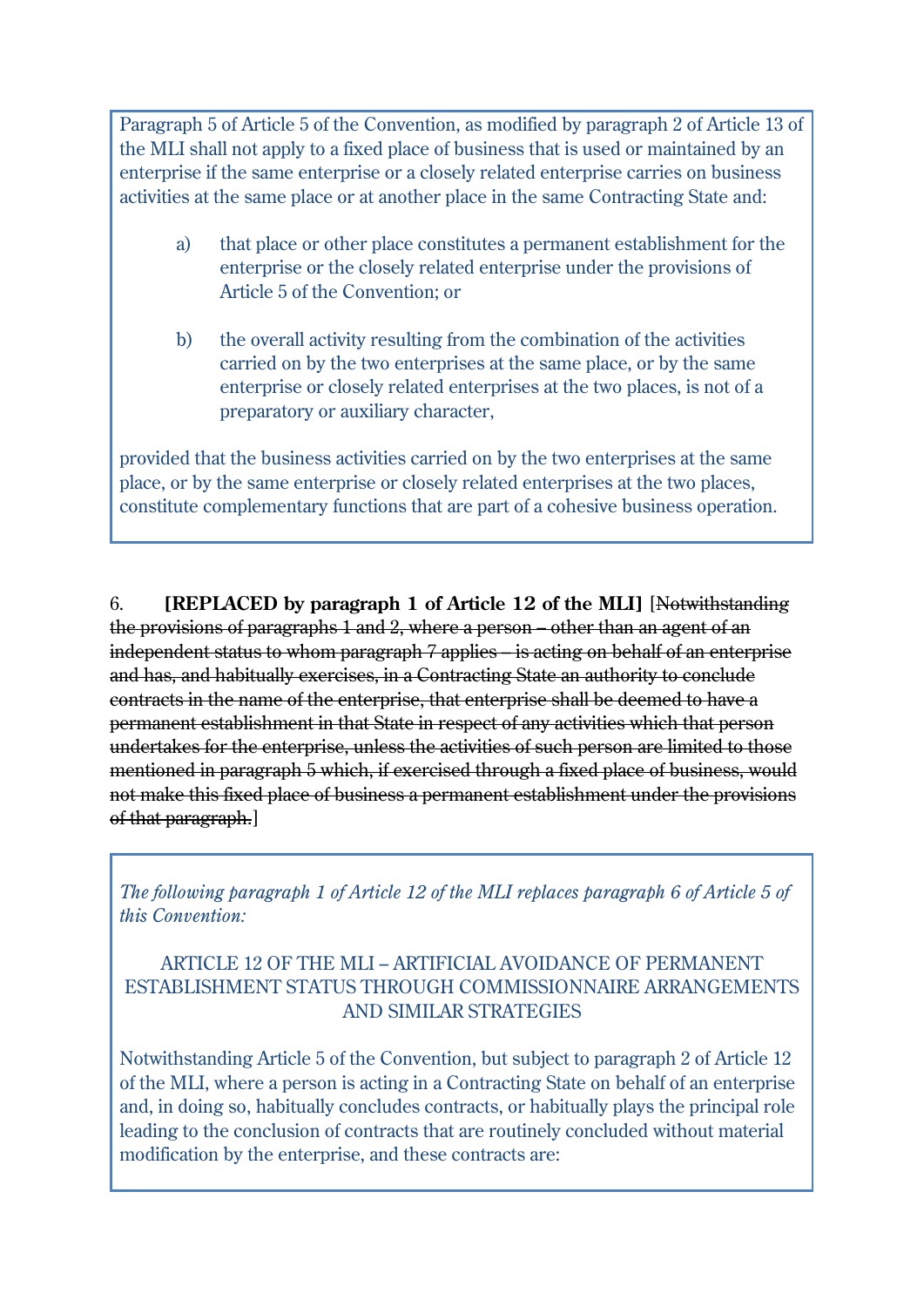Paragraph 5 of Article 5 of the Convention, as modified by paragraph 2 of Article 13 of the MLI shall not apply to a fixed place of business that is used or maintained by an enterprise if the same enterprise or a closely related enterprise carries on business activities at the same place or at another place in the same Contracting State and:

a) that place or other place constitutes a permanent establishment for the enterprise or the closely related enterprise under the provisions of Article 5 of the Convention; or

b) the overall activity resulting from the combination of the activities carried on by the two enterprises at the same place, or by the same enterprise or closely related enterprises at the two places, is not of a preparatory or auxiliary character,

provided that the business activities carried on by the two enterprises at the same place, or by the same enterprise or closely related enterprises at the two places, constitute complementary functions that are part of a cohesive business operation.

6. **[REPLACED by paragraph 1 of Article 12 of the MLI]** [~~Notwithstanding the provisions of paragraphs 1 and 2, where a person – other than an agent of an independent status to whom paragraph 7 applies – is acting on behalf of an enterprise and has, and habitually exercises, in a Contracting State an authority to conclude contracts in the name of the enterprise, that enterprise shall be deemed to have a permanent establishment in that State in respect of any activities which that person undertakes for the enterprise, unless the activities of such person are limited to those mentioned in paragraph 5 which, if exercised through a fixed place of business, would not make this fixed place of business a permanent establishment under the provisions of that paragraph.~~]

*The following paragraph 1 of Article 12 of the MLI replaces paragraph 6 of Article 5 of this Convention:*

ARTICLE 12 OF THE MLI – ARTIFICIAL AVOIDANCE OF PERMANENT ESTABLISHMENT STATUS THROUGH COMMISSIONNAIRE ARRANGEMENTS AND SIMILAR STRATEGIES

Notwithstanding Article 5 of the Convention, but subject to paragraph 2 of Article 12 of the MLI, where a person is acting in a Contracting State on behalf of an enterprise and, in doing so, habitually concludes contracts, or habitually plays the principal role leading to the conclusion of contracts that are routinely concluded without material modification by the enterprise, and these contracts are: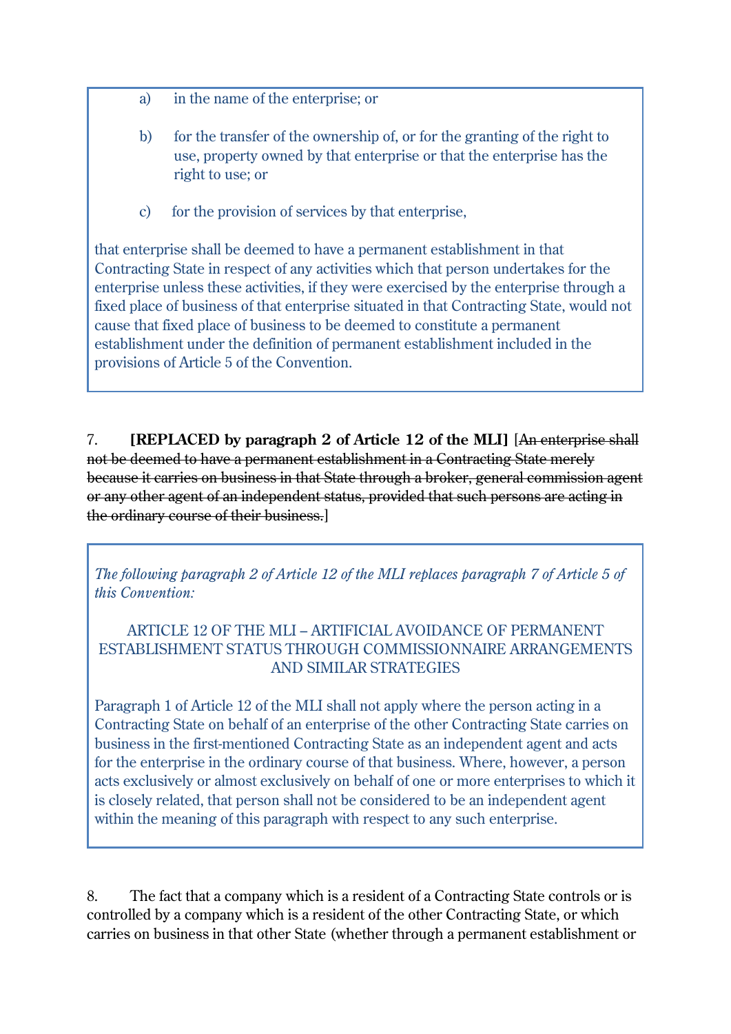a) in the name of the enterprise; or

b) for the transfer of the ownership of, or for the granting of the right to use, property owned by that enterprise or that the enterprise has the right to use; or

c) for the provision of services by that enterprise,

that enterprise shall be deemed to have a permanent establishment in that Contracting State in respect of any activities which that person undertakes for the enterprise unless these activities, if they were exercised by the enterprise through a fixed place of business of that enterprise situated in that Contracting State, would not cause that fixed place of business to be deemed to constitute a permanent establishment under the definition of permanent establishment included in the provisions of Article 5 of the Convention.

7. **[REPLACED by paragraph 2 of Article 12 of the MLI]** [~~An enterprise shall not be deemed to have a permanent establishment in a Contracting State merely because it carries on business in that State through a broker, general commission agent or any other agent of an independent status, provided that such persons are acting in the ordinary course of their business.~~]

*The following paragraph 2 of Article 12 of the MLI replaces paragraph 7 of Article 5 of this Convention:*

ARTICLE 12 OF THE MLI – ARTIFICIAL AVOIDANCE OF PERMANENT ESTABLISHMENT STATUS THROUGH COMMISSIONNAIRE ARRANGEMENTS AND SIMILAR STRATEGIES

Paragraph 1 of Article 12 of the MLI shall not apply where the person acting in a Contracting State on behalf of an enterprise of the other Contracting State carries on business in the first-mentioned Contracting State as an independent agent and acts for the enterprise in the ordinary course of that business. Where, however, a person acts exclusively or almost exclusively on behalf of one or more enterprises to which it is closely related, that person shall not be considered to be an independent agent within the meaning of this paragraph with respect to any such enterprise.

8. The fact that a company which is a resident of a Contracting State controls or is controlled by a company which is a resident of the other Contracting State, or which carries on business in that other State (whether through a permanent establishment or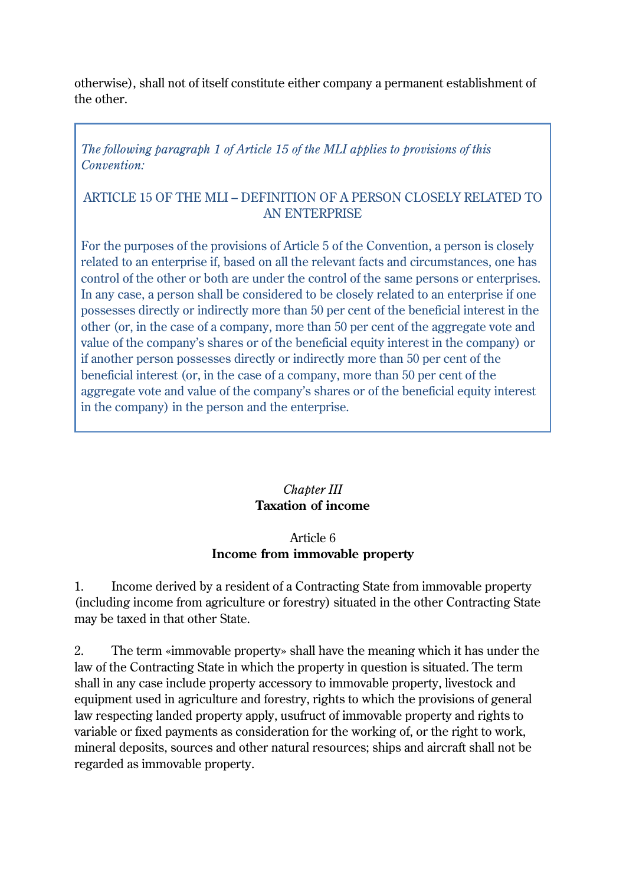otherwise), shall not of itself constitute either company a permanent establishment of the other.

> *The following paragraph 1 of Article 15 of the MLI applies to provisions of this Convention:*
>
> ARTICLE 15 OF THE MLI – DEFINITION OF A PERSON CLOSELY RELATED TO AN ENTERPRISE
>
> For the purposes of the provisions of Article 5 of the Convention, a person is closely related to an enterprise if, based on all the relevant facts and circumstances, one has control of the other or both are under the control of the same persons or enterprises. In any case, a person shall be considered to be closely related to an enterprise if one possesses directly or indirectly more than 50 per cent of the beneficial interest in the other (or, in the case of a company, more than 50 per cent of the aggregate vote and value of the company's shares or of the beneficial equity interest in the company) or if another person possesses directly or indirectly more than 50 per cent of the beneficial interest (or, in the case of a company, more than 50 per cent of the aggregate vote and value of the company's shares or of the beneficial equity interest in the company) in the person and the enterprise.

## *Chapter III*
## **Taxation of income**

### Article 6
### **Income from immovable property**

1. Income derived by a resident of a Contracting State from immovable property (including income from agriculture or forestry) situated in the other Contracting State may be taxed in that other State.

2. The term «immovable property» shall have the meaning which it has under the law of the Contracting State in which the property in question is situated. The term shall in any case include property accessory to immovable property, livestock and equipment used in agriculture and forestry, rights to which the provisions of general law respecting landed property apply, usufruct of immovable property and rights to variable or fixed payments as consideration for the working of, or the right to work, mineral deposits, sources and other natural resources; ships and aircraft shall not be regarded as immovable property.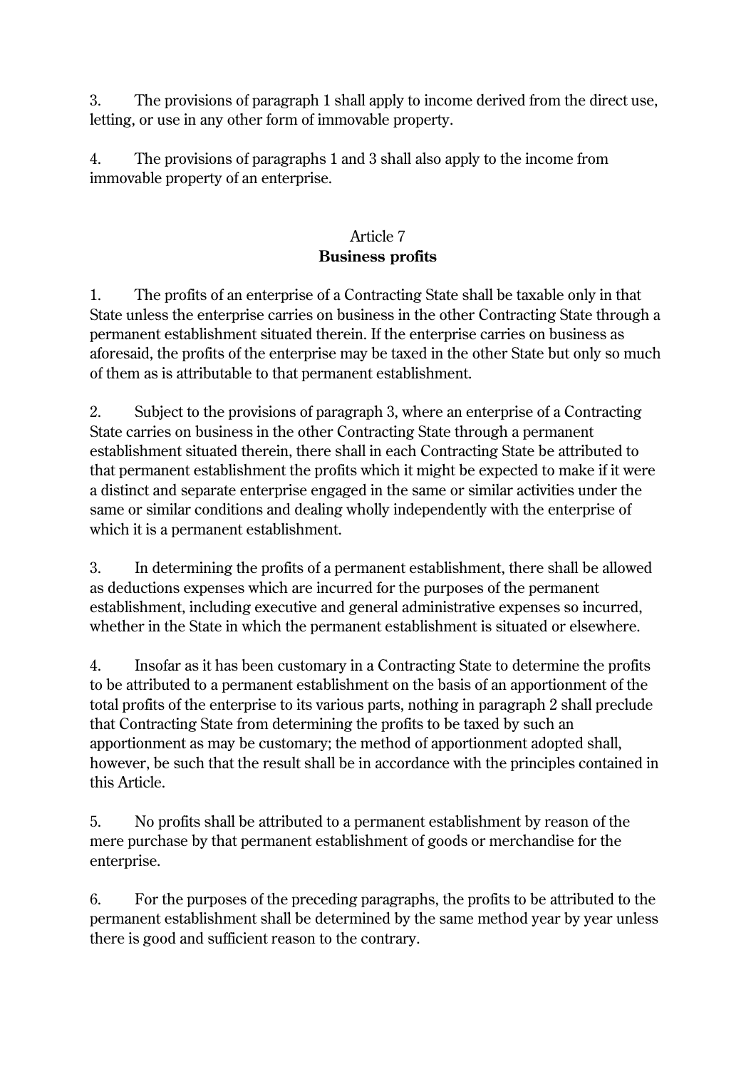3. The provisions of paragraph 1 shall apply to income derived from the direct use, letting, or use in any other form of immovable property.

4. The provisions of paragraphs 1 and 3 shall also apply to the income from immovable property of an enterprise.

## Article 7
## **Business profits**

1. The profits of an enterprise of a Contracting State shall be taxable only in that State unless the enterprise carries on business in the other Contracting State through a permanent establishment situated therein. If the enterprise carries on business as aforesaid, the profits of the enterprise may be taxed in the other State but only so much of them as is attributable to that permanent establishment.

2. Subject to the provisions of paragraph 3, where an enterprise of a Contracting State carries on business in the other Contracting State through a permanent establishment situated therein, there shall in each Contracting State be attributed to that permanent establishment the profits which it might be expected to make if it were a distinct and separate enterprise engaged in the same or similar activities under the same or similar conditions and dealing wholly independently with the enterprise of which it is a permanent establishment.

3. In determining the profits of a permanent establishment, there shall be allowed as deductions expenses which are incurred for the purposes of the permanent establishment, including executive and general administrative expenses so incurred, whether in the State in which the permanent establishment is situated or elsewhere.

4. Insofar as it has been customary in a Contracting State to determine the profits to be attributed to a permanent establishment on the basis of an apportionment of the total profits of the enterprise to its various parts, nothing in paragraph 2 shall preclude that Contracting State from determining the profits to be taxed by such an apportionment as may be customary; the method of apportionment adopted shall, however, be such that the result shall be in accordance with the principles contained in this Article.

5. No profits shall be attributed to a permanent establishment by reason of the mere purchase by that permanent establishment of goods or merchandise for the enterprise.

6. For the purposes of the preceding paragraphs, the profits to be attributed to the permanent establishment shall be determined by the same method year by year unless there is good and sufficient reason to the contrary.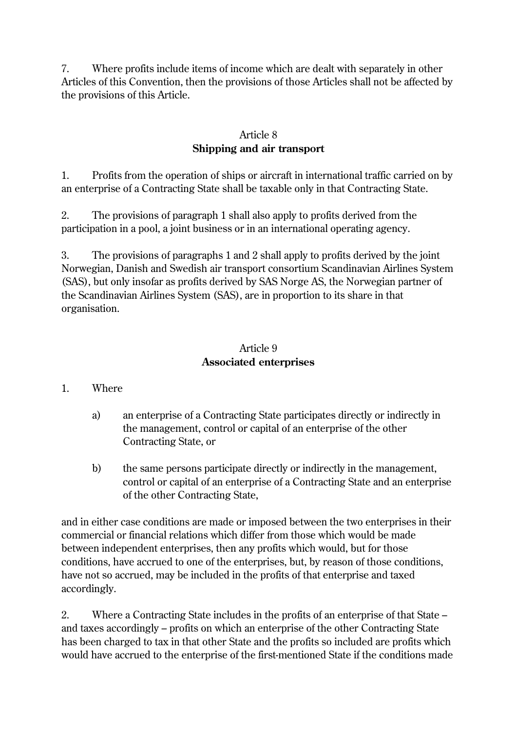7. Where profits include items of income which are dealt with separately in other Articles of this Convention, then the provisions of those Articles shall not be affected by the provisions of this Article.

## Article 8
## **Shipping and air transport**

1. Profits from the operation of ships or aircraft in international traffic carried on by an enterprise of a Contracting State shall be taxable only in that Contracting State.

2. The provisions of paragraph 1 shall also apply to profits derived from the participation in a pool, a joint business or in an international operating agency.

3. The provisions of paragraphs 1 and 2 shall apply to profits derived by the joint Norwegian, Danish and Swedish air transport consortium Scandinavian Airlines System (SAS), but only insofar as profits derived by SAS Norge AS, the Norwegian partner of the Scandinavian Airlines System (SAS), are in proportion to its share in that organisation.

## Article 9
## **Associated enterprises**

1. Where

   a) an enterprise of a Contracting State participates directly or indirectly in the management, control or capital of an enterprise of the other Contracting State, or

   b) the same persons participate directly or indirectly in the management, control or capital of an enterprise of a Contracting State and an enterprise of the other Contracting State,

and in either case conditions are made or imposed between the two enterprises in their commercial or financial relations which differ from those which would be made between independent enterprises, then any profits which would, but for those conditions, have accrued to one of the enterprises, but, by reason of those conditions, have not so accrued, may be included in the profits of that enterprise and taxed accordingly.

2. Where a Contracting State includes in the profits of an enterprise of that State – and taxes accordingly – profits on which an enterprise of the other Contracting State has been charged to tax in that other State and the profits so included are profits which would have accrued to the enterprise of the first-mentioned State if the conditions made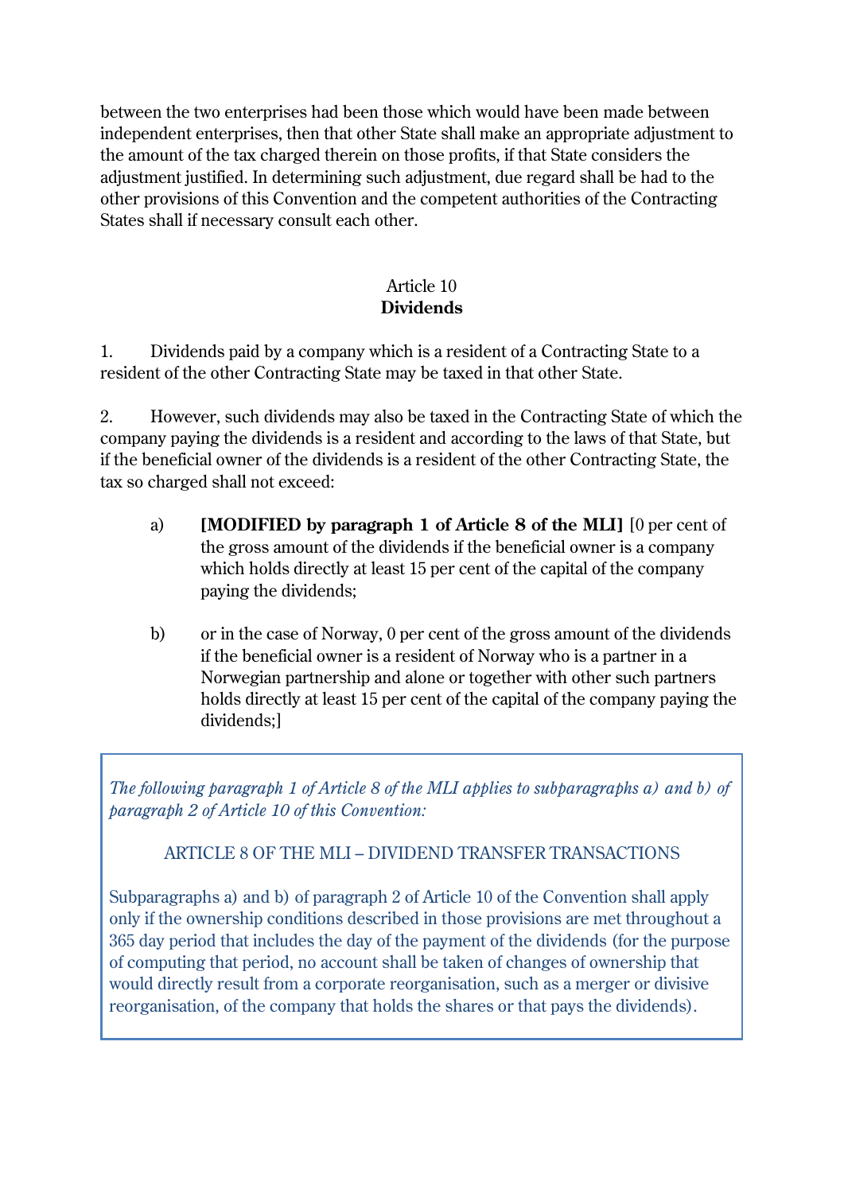between the two enterprises had been those which would have been made between independent enterprises, then that other State shall make an appropriate adjustment to the amount of the tax charged therein on those profits, if that State considers the adjustment justified. In determining such adjustment, due regard shall be had to the other provisions of this Convention and the competent authorities of the Contracting States shall if necessary consult each other.

Article 10
**Dividends**

1. Dividends paid by a company which is a resident of a Contracting State to a resident of the other Contracting State may be taxed in that other State.

2. However, such dividends may also be taxed in the Contracting State of which the company paying the dividends is a resident and according to the laws of that State, but if the beneficial owner of the dividends is a resident of the other Contracting State, the tax so charged shall not exceed:

a) **[MODIFIED by paragraph 1 of Article 8 of the MLI]** [0 per cent of the gross amount of the dividends if the beneficial owner is a company which holds directly at least 15 per cent of the capital of the company paying the dividends;

b) or in the case of Norway, 0 per cent of the gross amount of the dividends if the beneficial owner is a resident of Norway who is a partner in a Norwegian partnership and alone or together with other such partners holds directly at least 15 per cent of the capital of the company paying the dividends;]

*The following paragraph 1 of Article 8 of the MLI applies to subparagraphs a) and b) of paragraph 2 of Article 10 of this Convention:*

ARTICLE 8 OF THE MLI – DIVIDEND TRANSFER TRANSACTIONS

Subparagraphs a) and b) of paragraph 2 of Article 10 of the Convention shall apply only if the ownership conditions described in those provisions are met throughout a 365 day period that includes the day of the payment of the dividends (for the purpose of computing that period, no account shall be taken of changes of ownership that would directly result from a corporate reorganisation, such as a merger or divisive reorganisation, of the company that holds the shares or that pays the dividends).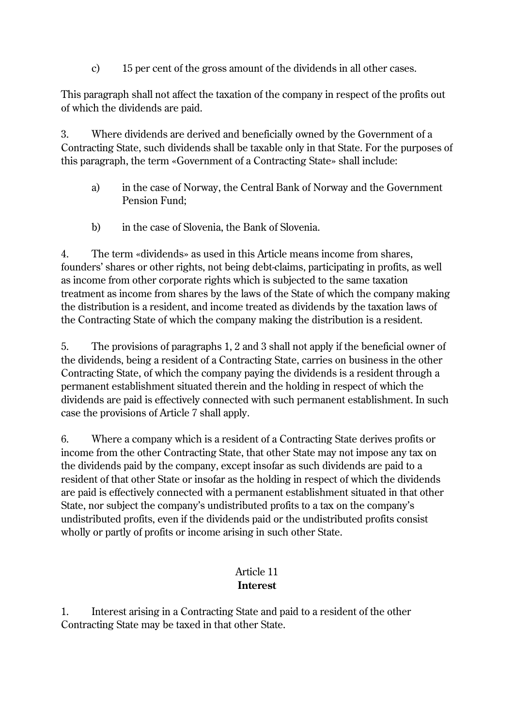c) 15 per cent of the gross amount of the dividends in all other cases.

This paragraph shall not affect the taxation of the company in respect of the profits out of which the dividends are paid.

3. Where dividends are derived and beneficially owned by the Government of a Contracting State, such dividends shall be taxable only in that State. For the purposes of this paragraph, the term «Government of a Contracting State» shall include:

a) in the case of Norway, the Central Bank of Norway and the Government Pension Fund;

b) in the case of Slovenia, the Bank of Slovenia.

4. The term «dividends» as used in this Article means income from shares, founders' shares or other rights, not being debt-claims, participating in profits, as well as income from other corporate rights which is subjected to the same taxation treatment as income from shares by the laws of the State of which the company making the distribution is a resident, and income treated as dividends by the taxation laws of the Contracting State of which the company making the distribution is a resident.

5. The provisions of paragraphs 1, 2 and 3 shall not apply if the beneficial owner of the dividends, being a resident of a Contracting State, carries on business in the other Contracting State, of which the company paying the dividends is a resident through a permanent establishment situated therein and the holding in respect of which the dividends are paid is effectively connected with such permanent establishment. In such case the provisions of Article 7 shall apply.

6. Where a company which is a resident of a Contracting State derives profits or income from the other Contracting State, that other State may not impose any tax on the dividends paid by the company, except insofar as such dividends are paid to a resident of that other State or insofar as the holding in respect of which the dividends are paid is effectively connected with a permanent establishment situated in that other State, nor subject the company's undistributed profits to a tax on the company's undistributed profits, even if the dividends paid or the undistributed profits consist wholly or partly of profits or income arising in such other State.

## Article 11
## **Interest**

1. Interest arising in a Contracting State and paid to a resident of the other Contracting State may be taxed in that other State.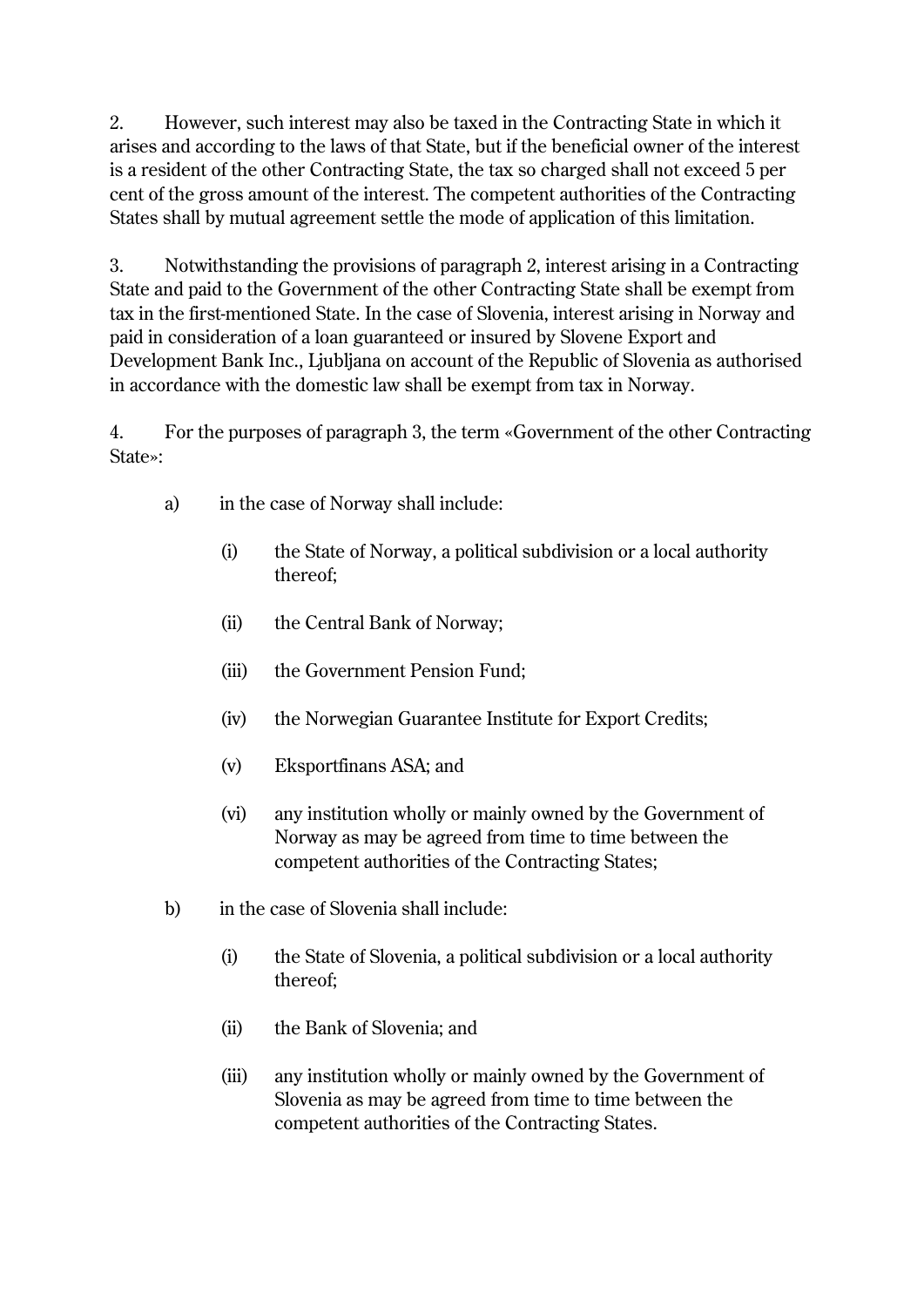2. However, such interest may also be taxed in the Contracting State in which it arises and according to the laws of that State, but if the beneficial owner of the interest is a resident of the other Contracting State, the tax so charged shall not exceed 5 per cent of the gross amount of the interest. The competent authorities of the Contracting States shall by mutual agreement settle the mode of application of this limitation.

3. Notwithstanding the provisions of paragraph 2, interest arising in a Contracting State and paid to the Government of the other Contracting State shall be exempt from tax in the first-mentioned State. In the case of Slovenia, interest arising in Norway and paid in consideration of a loan guaranteed or insured by Slovene Export and Development Bank Inc., Ljubljana on account of the Republic of Slovenia as authorised in accordance with the domestic law shall be exempt from tax in Norway.

4. For the purposes of paragraph 3, the term «Government of the other Contracting State»:

- a) in the case of Norway shall include:
  - (i) the State of Norway, a political subdivision or a local authority thereof;
  - (ii) the Central Bank of Norway;
  - (iii) the Government Pension Fund;
  - (iv) the Norwegian Guarantee Institute for Export Credits;
  - (v) Eksportfinans ASA; and
  - (vi) any institution wholly or mainly owned by the Government of Norway as may be agreed from time to time between the competent authorities of the Contracting States;
- b) in the case of Slovenia shall include:
  - (i) the State of Slovenia, a political subdivision or a local authority thereof;
  - (ii) the Bank of Slovenia; and
  - (iii) any institution wholly or mainly owned by the Government of Slovenia as may be agreed from time to time between the competent authorities of the Contracting States.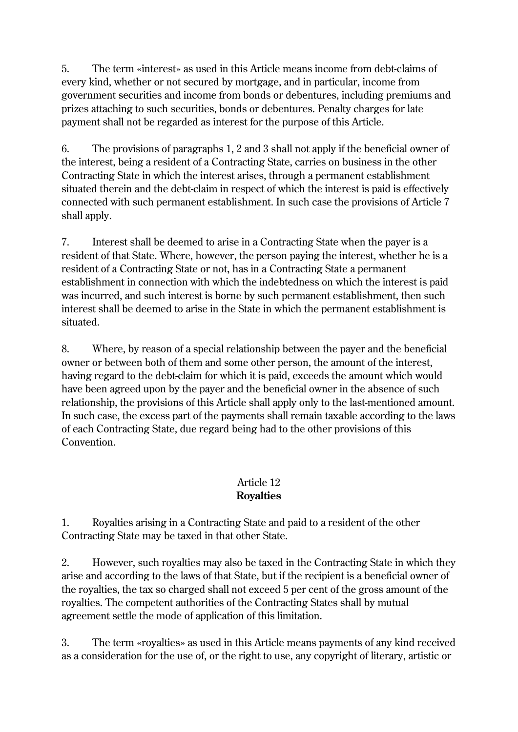5. The term «interest» as used in this Article means income from debt-claims of every kind, whether or not secured by mortgage, and in particular, income from government securities and income from bonds or debentures, including premiums and prizes attaching to such securities, bonds or debentures. Penalty charges for late payment shall not be regarded as interest for the purpose of this Article.

6. The provisions of paragraphs 1, 2 and 3 shall not apply if the beneficial owner of the interest, being a resident of a Contracting State, carries on business in the other Contracting State in which the interest arises, through a permanent establishment situated therein and the debt-claim in respect of which the interest is paid is effectively connected with such permanent establishment. In such case the provisions of Article 7 shall apply.

7. Interest shall be deemed to arise in a Contracting State when the payer is a resident of that State. Where, however, the person paying the interest, whether he is a resident of a Contracting State or not, has in a Contracting State a permanent establishment in connection with which the indebtedness on which the interest is paid was incurred, and such interest is borne by such permanent establishment, then such interest shall be deemed to arise in the State in which the permanent establishment is situated.

8. Where, by reason of a special relationship between the payer and the beneficial owner or between both of them and some other person, the amount of the interest, having regard to the debt-claim for which it is paid, exceeds the amount which would have been agreed upon by the payer and the beneficial owner in the absence of such relationship, the provisions of this Article shall apply only to the last-mentioned amount. In such case, the excess part of the payments shall remain taxable according to the laws of each Contracting State, due regard being had to the other provisions of this Convention.

## Article 12
## **Royalties**

1. Royalties arising in a Contracting State and paid to a resident of the other Contracting State may be taxed in that other State.

2. However, such royalties may also be taxed in the Contracting State in which they arise and according to the laws of that State, but if the recipient is a beneficial owner of the royalties, the tax so charged shall not exceed 5 per cent of the gross amount of the royalties. The competent authorities of the Contracting States shall by mutual agreement settle the mode of application of this limitation.

3. The term «royalties» as used in this Article means payments of any kind received as a consideration for the use of, or the right to use, any copyright of literary, artistic or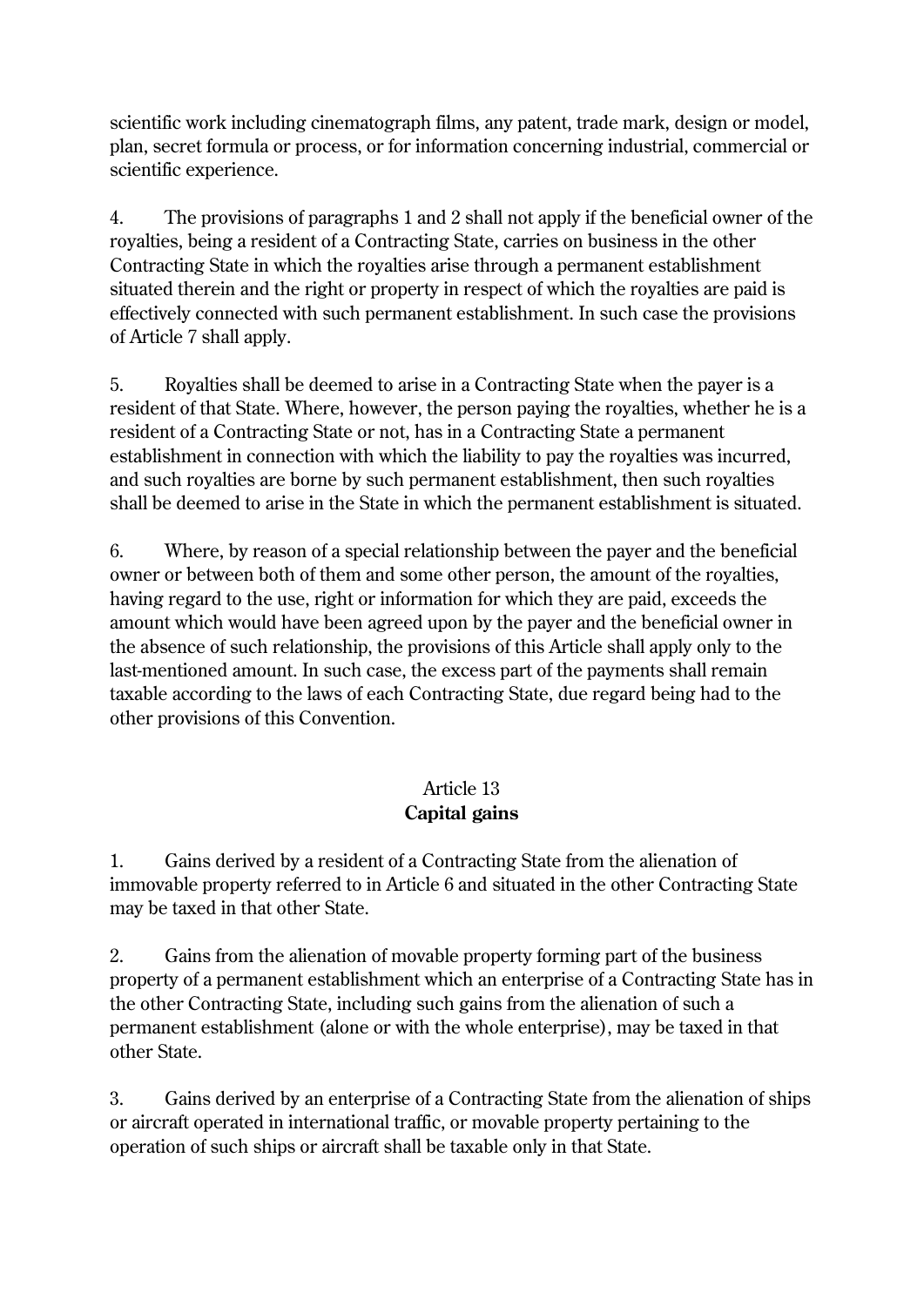scientific work including cinematograph films, any patent, trade mark, design or model, plan, secret formula or process, or for information concerning industrial, commercial or scientific experience.

4. The provisions of paragraphs 1 and 2 shall not apply if the beneficial owner of the royalties, being a resident of a Contracting State, carries on business in the other Contracting State in which the royalties arise through a permanent establishment situated therein and the right or property in respect of which the royalties are paid is effectively connected with such permanent establishment. In such case the provisions of Article 7 shall apply.

5. Royalties shall be deemed to arise in a Contracting State when the payer is a resident of that State. Where, however, the person paying the royalties, whether he is a resident of a Contracting State or not, has in a Contracting State a permanent establishment in connection with which the liability to pay the royalties was incurred, and such royalties are borne by such permanent establishment, then such royalties shall be deemed to arise in the State in which the permanent establishment is situated.

6. Where, by reason of a special relationship between the payer and the beneficial owner or between both of them and some other person, the amount of the royalties, having regard to the use, right or information for which they are paid, exceeds the amount which would have been agreed upon by the payer and the beneficial owner in the absence of such relationship, the provisions of this Article shall apply only to the last-mentioned amount. In such case, the excess part of the payments shall remain taxable according to the laws of each Contracting State, due regard being had to the other provisions of this Convention.

## Article 13
## **Capital gains**

1. Gains derived by a resident of a Contracting State from the alienation of immovable property referred to in Article 6 and situated in the other Contracting State may be taxed in that other State.

2. Gains from the alienation of movable property forming part of the business property of a permanent establishment which an enterprise of a Contracting State has in the other Contracting State, including such gains from the alienation of such a permanent establishment (alone or with the whole enterprise), may be taxed in that other State.

3. Gains derived by an enterprise of a Contracting State from the alienation of ships or aircraft operated in international traffic, or movable property pertaining to the operation of such ships or aircraft shall be taxable only in that State.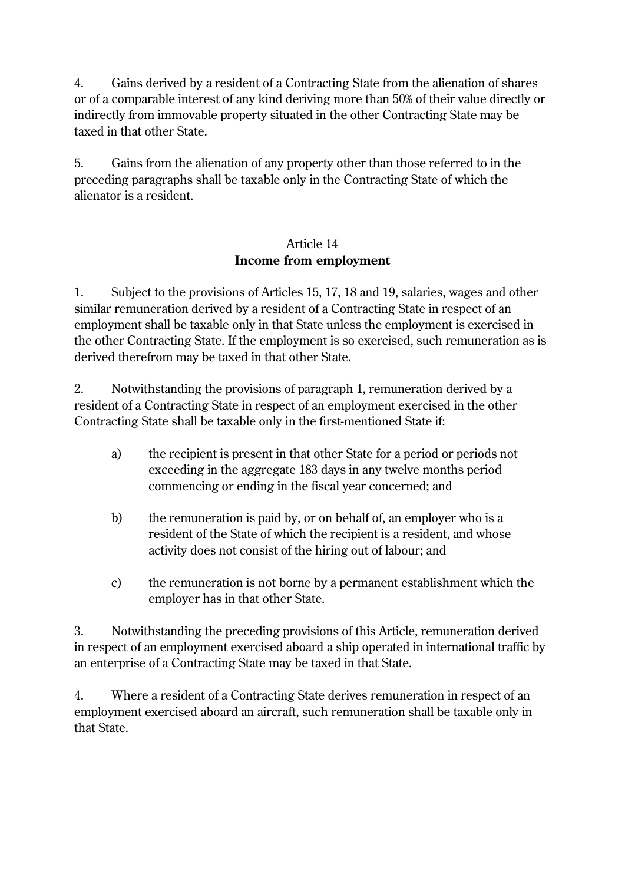4. Gains derived by a resident of a Contracting State from the alienation of shares or of a comparable interest of any kind deriving more than 50% of their value directly or indirectly from immovable property situated in the other Contracting State may be taxed in that other State.

5. Gains from the alienation of any property other than those referred to in the preceding paragraphs shall be taxable only in the Contracting State of which the alienator is a resident.

## Article 14
## Income from employment

1. Subject to the provisions of Articles 15, 17, 18 and 19, salaries, wages and other similar remuneration derived by a resident of a Contracting State in respect of an employment shall be taxable only in that State unless the employment is exercised in the other Contracting State. If the employment is so exercised, such remuneration as is derived therefrom may be taxed in that other State.

2. Notwithstanding the provisions of paragraph 1, remuneration derived by a resident of a Contracting State in respect of an employment exercised in the other Contracting State shall be taxable only in the first-mentioned State if:

   a) the recipient is present in that other State for a period or periods not exceeding in the aggregate 183 days in any twelve months period commencing or ending in the fiscal year concerned; and

   b) the remuneration is paid by, or on behalf of, an employer who is a resident of the State of which the recipient is a resident, and whose activity does not consist of the hiring out of labour; and

   c) the remuneration is not borne by a permanent establishment which the employer has in that other State.

3. Notwithstanding the preceding provisions of this Article, remuneration derived in respect of an employment exercised aboard a ship operated in international traffic by an enterprise of a Contracting State may be taxed in that State.

4. Where a resident of a Contracting State derives remuneration in respect of an employment exercised aboard an aircraft, such remuneration shall be taxable only in that State.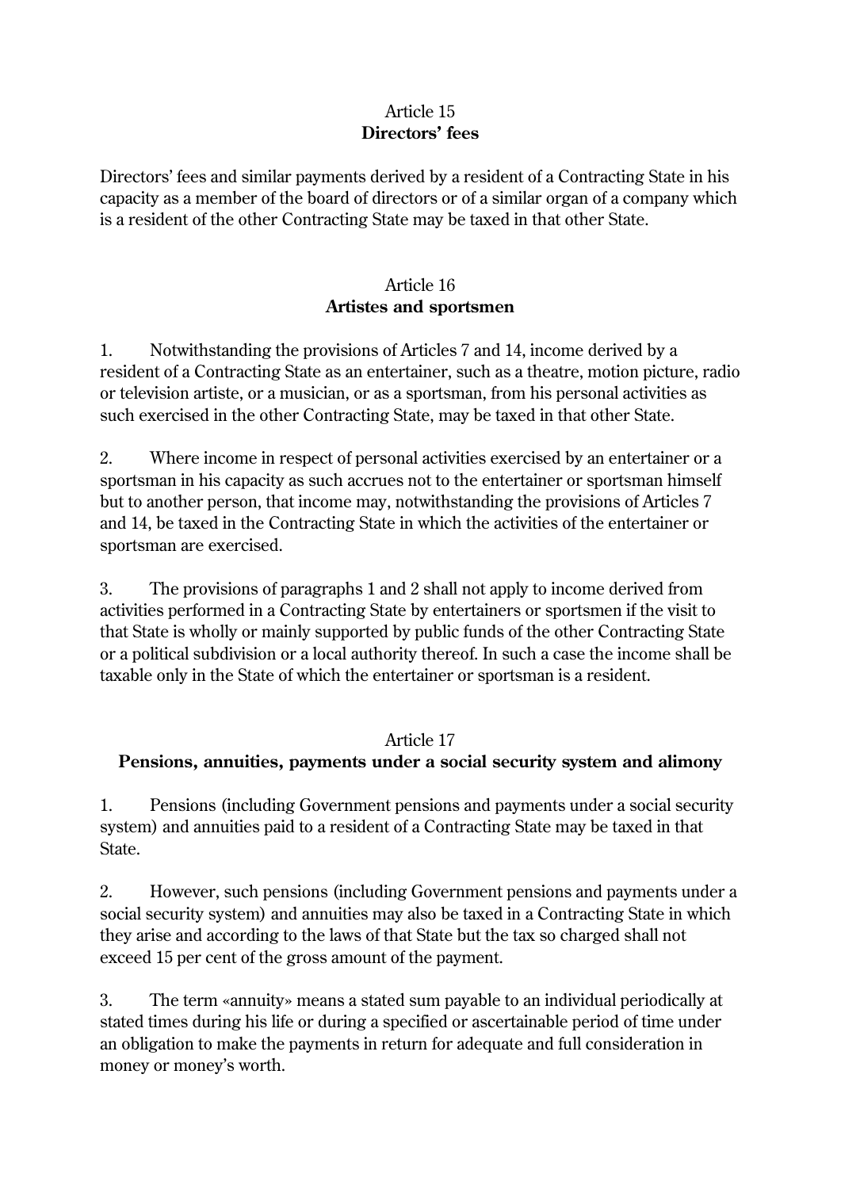## Article 15
**Directors' fees**

Directors' fees and similar payments derived by a resident of a Contracting State in his capacity as a member of the board of directors or of a similar organ of a company which is a resident of the other Contracting State may be taxed in that other State.

## Article 16
**Artistes and sportsmen**

1. Notwithstanding the provisions of Articles 7 and 14, income derived by a resident of a Contracting State as an entertainer, such as a theatre, motion picture, radio or television artiste, or a musician, or as a sportsman, from his personal activities as such exercised in the other Contracting State, may be taxed in that other State.

2. Where income in respect of personal activities exercised by an entertainer or a sportsman in his capacity as such accrues not to the entertainer or sportsman himself but to another person, that income may, notwithstanding the provisions of Articles 7 and 14, be taxed in the Contracting State in which the activities of the entertainer or sportsman are exercised.

3. The provisions of paragraphs 1 and 2 shall not apply to income derived from activities performed in a Contracting State by entertainers or sportsmen if the visit to that State is wholly or mainly supported by public funds of the other Contracting State or a political subdivision or a local authority thereof. In such a case the income shall be taxable only in the State of which the entertainer or sportsman is a resident.

## Article 17
**Pensions, annuities, payments under a social security system and alimony**

1. Pensions (including Government pensions and payments under a social security system) and annuities paid to a resident of a Contracting State may be taxed in that State.

2. However, such pensions (including Government pensions and payments under a social security system) and annuities may also be taxed in a Contracting State in which they arise and according to the laws of that State but the tax so charged shall not exceed 15 per cent of the gross amount of the payment.

3. The term «annuity» means a stated sum payable to an individual periodically at stated times during his life or during a specified or ascertainable period of time under an obligation to make the payments in return for adequate and full consideration in money or money's worth.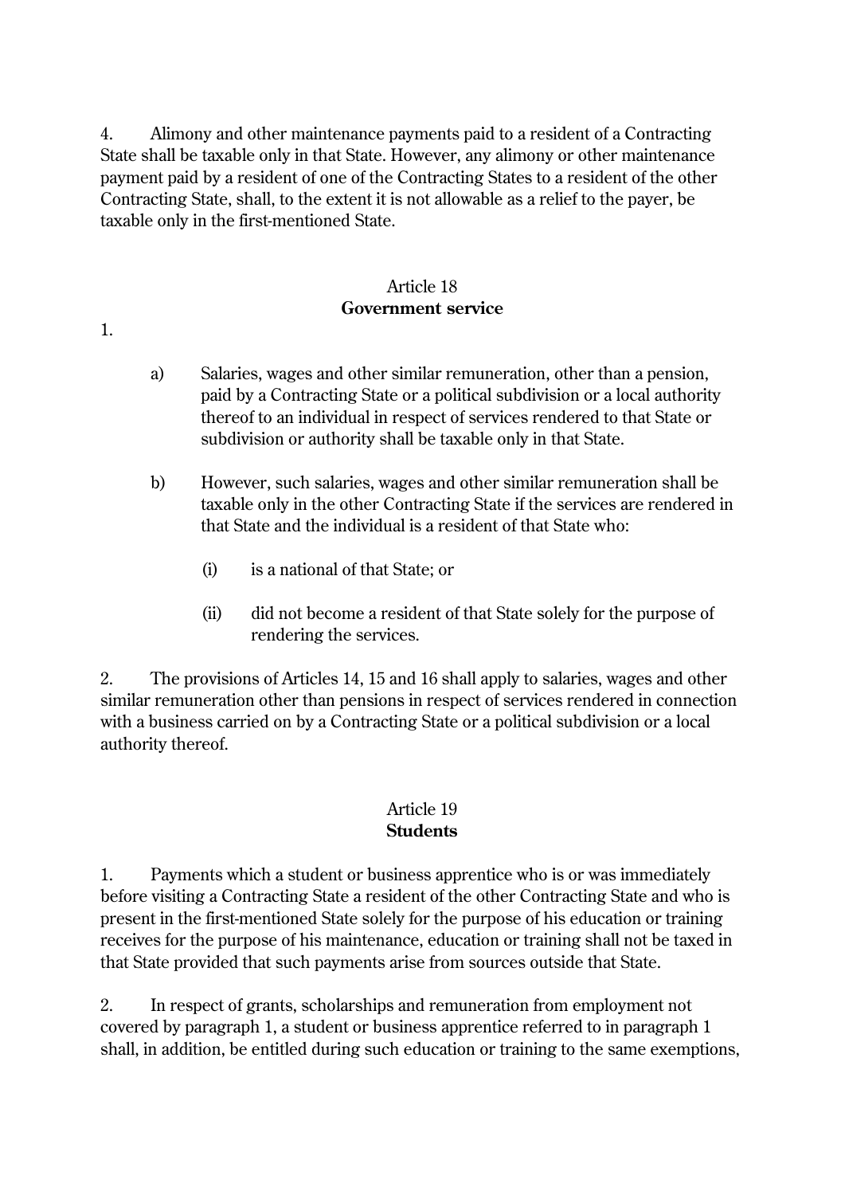4. Alimony and other maintenance payments paid to a resident of a Contracting State shall be taxable only in that State. However, any alimony or other maintenance payment paid by a resident of one of the Contracting States to a resident of the other Contracting State, shall, to the extent it is not allowable as a relief to the payer, be taxable only in the first-mentioned State.

## Article 18
## **Government service**

1.

a) Salaries, wages and other similar remuneration, other than a pension, paid by a Contracting State or a political subdivision or a local authority thereof to an individual in respect of services rendered to that State or subdivision or authority shall be taxable only in that State.

b) However, such salaries, wages and other similar remuneration shall be taxable only in the other Contracting State if the services are rendered in that State and the individual is a resident of that State who:

(i) is a national of that State; or

(ii) did not become a resident of that State solely for the purpose of rendering the services.

2. The provisions of Articles 14, 15 and 16 shall apply to salaries, wages and other similar remuneration other than pensions in respect of services rendered in connection with a business carried on by a Contracting State or a political subdivision or a local authority thereof.

## Article 19
## **Students**

1. Payments which a student or business apprentice who is or was immediately before visiting a Contracting State a resident of the other Contracting State and who is present in the first-mentioned State solely for the purpose of his education or training receives for the purpose of his maintenance, education or training shall not be taxed in that State provided that such payments arise from sources outside that State.

2. In respect of grants, scholarships and remuneration from employment not covered by paragraph 1, a student or business apprentice referred to in paragraph 1 shall, in addition, be entitled during such education or training to the same exemptions,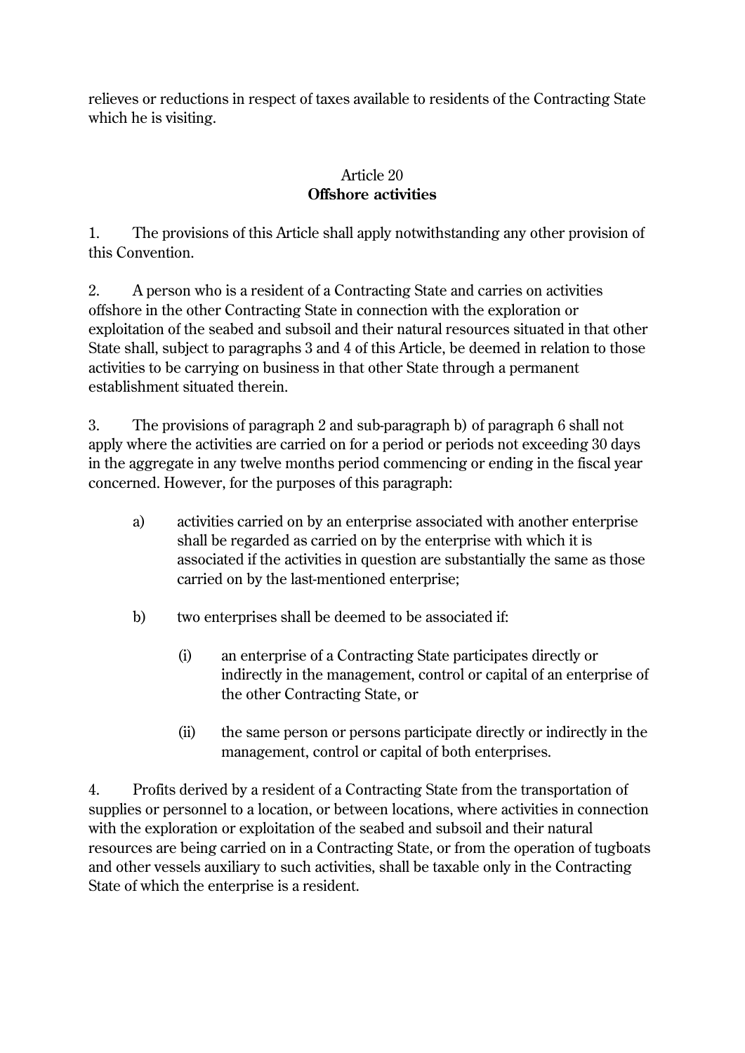relieves or reductions in respect of taxes available to residents of the Contracting State which he is visiting.

## Article 20
## **Offshore activities**

1. The provisions of this Article shall apply notwithstanding any other provision of this Convention.

2. A person who is a resident of a Contracting State and carries on activities offshore in the other Contracting State in connection with the exploration or exploitation of the seabed and subsoil and their natural resources situated in that other State shall, subject to paragraphs 3 and 4 of this Article, be deemed in relation to those activities to be carrying on business in that other State through a permanent establishment situated therein.

3. The provisions of paragraph 2 and sub-paragraph b) of paragraph 6 shall not apply where the activities are carried on for a period or periods not exceeding 30 days in the aggregate in any twelve months period commencing or ending in the fiscal year concerned. However, for the purposes of this paragraph:

a) activities carried on by an enterprise associated with another enterprise shall be regarded as carried on by the enterprise with which it is associated if the activities in question are substantially the same as those carried on by the last-mentioned enterprise;

b) two enterprises shall be deemed to be associated if:

   (i) an enterprise of a Contracting State participates directly or indirectly in the management, control or capital of an enterprise of the other Contracting State, or

   (ii) the same person or persons participate directly or indirectly in the management, control or capital of both enterprises.

4. Profits derived by a resident of a Contracting State from the transportation of supplies or personnel to a location, or between locations, where activities in connection with the exploration or exploitation of the seabed and subsoil and their natural resources are being carried on in a Contracting State, or from the operation of tugboats and other vessels auxiliary to such activities, shall be taxable only in the Contracting State of which the enterprise is a resident.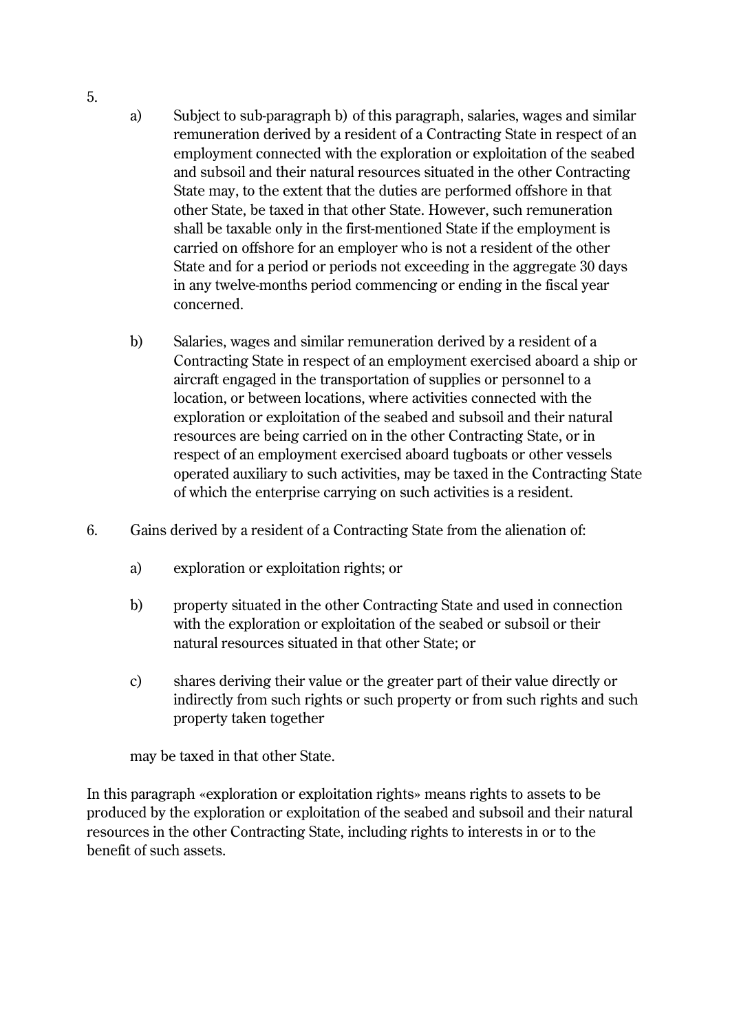5.

a) Subject to sub-paragraph b) of this paragraph, salaries, wages and similar remuneration derived by a resident of a Contracting State in respect of an employment connected with the exploration or exploitation of the seabed and subsoil and their natural resources situated in the other Contracting State may, to the extent that the duties are performed offshore in that other State, be taxed in that other State. However, such remuneration shall be taxable only in the first-mentioned State if the employment is carried on offshore for an employer who is not a resident of the other State and for a period or periods not exceeding in the aggregate 30 days in any twelve-months period commencing or ending in the fiscal year concerned.

b) Salaries, wages and similar remuneration derived by a resident of a Contracting State in respect of an employment exercised aboard a ship or aircraft engaged in the transportation of supplies or personnel to a location, or between locations, where activities connected with the exploration or exploitation of the seabed and subsoil and their natural resources are being carried on in the other Contracting State, or in respect of an employment exercised aboard tugboats or other vessels operated auxiliary to such activities, may be taxed in the Contracting State of which the enterprise carrying on such activities is a resident.

6. Gains derived by a resident of a Contracting State from the alienation of:

a) exploration or exploitation rights; or

b) property situated in the other Contracting State and used in connection with the exploration or exploitation of the seabed or subsoil or their natural resources situated in that other State; or

c) shares deriving their value or the greater part of their value directly or indirectly from such rights or such property or from such rights and such property taken together

may be taxed in that other State.

In this paragraph «exploration or exploitation rights» means rights to assets to be produced by the exploration or exploitation of the seabed and subsoil and their natural resources in the other Contracting State, including rights to interests in or to the benefit of such assets.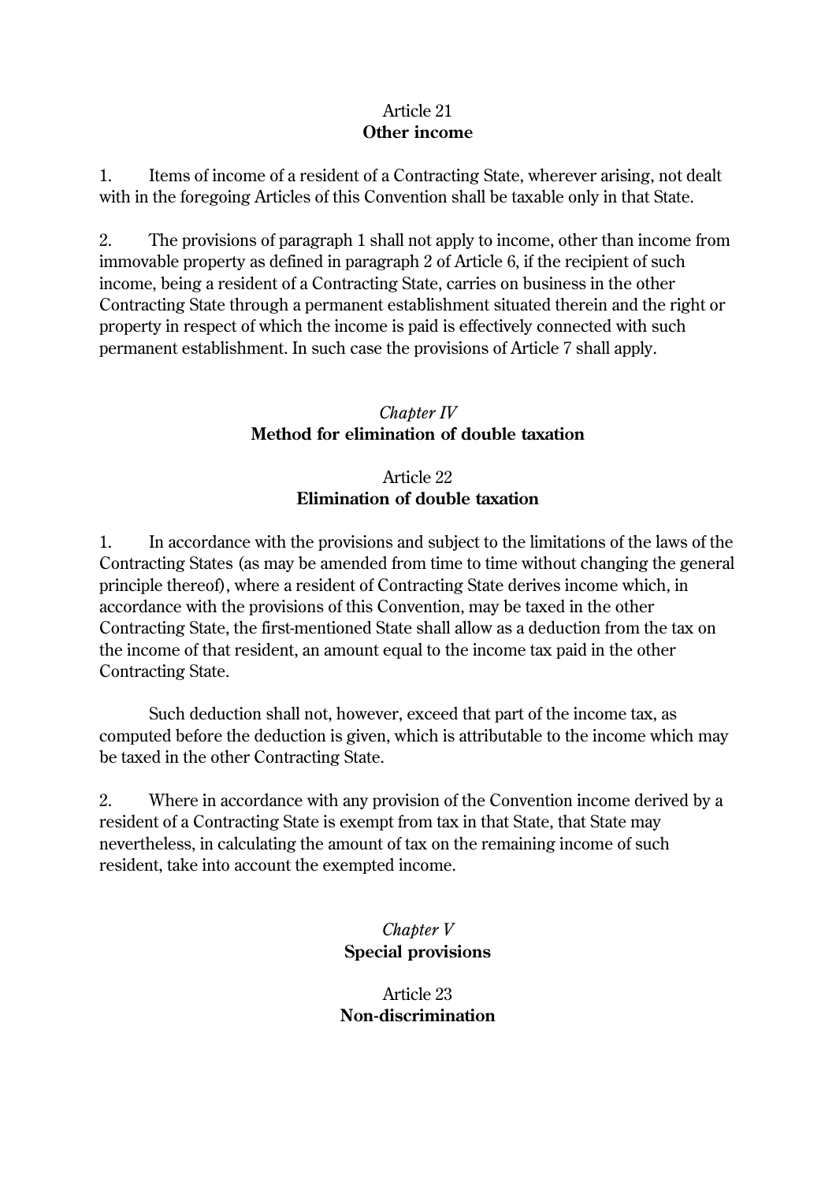Article 21
**Other income**

1. Items of income of a resident of a Contracting State, wherever arising, not dealt with in the foregoing Articles of this Convention shall be taxable only in that State.

2. The provisions of paragraph 1 shall not apply to income, other than income from immovable property as defined in paragraph 2 of Article 6, if the recipient of such income, being a resident of a Contracting State, carries on business in the other Contracting State through a permanent establishment situated therein and the right or property in respect of which the income is paid is effectively connected with such permanent establishment. In such case the provisions of Article 7 shall apply.

*Chapter IV*
**Method for elimination of double taxation**

Article 22
**Elimination of double taxation**

1. In accordance with the provisions and subject to the limitations of the laws of the Contracting States (as may be amended from time to time without changing the general principle thereof), where a resident of Contracting State derives income which, in accordance with the provisions of this Convention, may be taxed in the other Contracting State, the first-mentioned State shall allow as a deduction from the tax on the income of that resident, an amount equal to the income tax paid in the other Contracting State.

Such deduction shall not, however, exceed that part of the income tax, as computed before the deduction is given, which is attributable to the income which may be taxed in the other Contracting State.

2. Where in accordance with any provision of the Convention income derived by a resident of a Contracting State is exempt from tax in that State, that State may nevertheless, in calculating the amount of tax on the remaining income of such resident, take into account the exempted income.

*Chapter V*
**Special provisions**

Article 23
**Non-discrimination**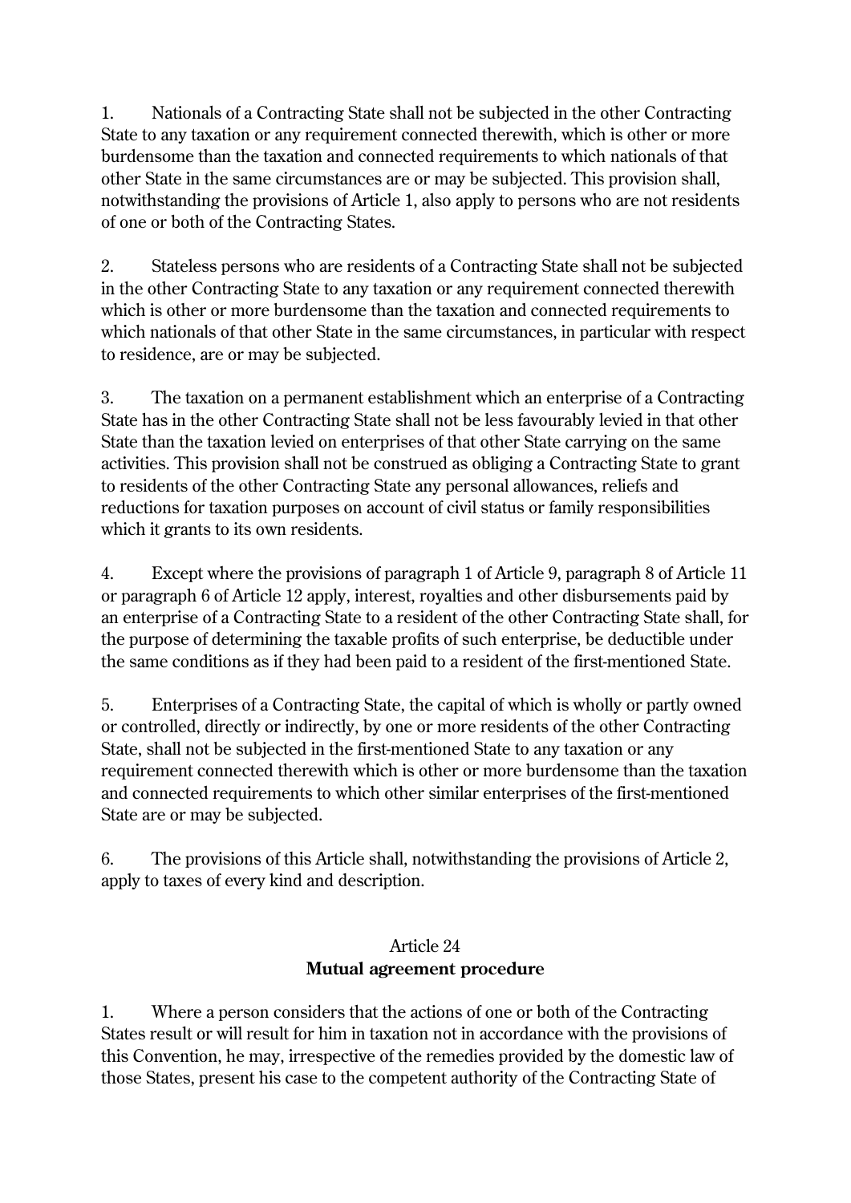1. Nationals of a Contracting State shall not be subjected in the other Contracting State to any taxation or any requirement connected therewith, which is other or more burdensome than the taxation and connected requirements to which nationals of that other State in the same circumstances are or may be subjected. This provision shall, notwithstanding the provisions of Article 1, also apply to persons who are not residents of one or both of the Contracting States.

2. Stateless persons who are residents of a Contracting State shall not be subjected in the other Contracting State to any taxation or any requirement connected therewith which is other or more burdensome than the taxation and connected requirements to which nationals of that other State in the same circumstances, in particular with respect to residence, are or may be subjected.

3. The taxation on a permanent establishment which an enterprise of a Contracting State has in the other Contracting State shall not be less favourably levied in that other State than the taxation levied on enterprises of that other State carrying on the same activities. This provision shall not be construed as obliging a Contracting State to grant to residents of the other Contracting State any personal allowances, reliefs and reductions for taxation purposes on account of civil status or family responsibilities which it grants to its own residents.

4. Except where the provisions of paragraph 1 of Article 9, paragraph 8 of Article 11 or paragraph 6 of Article 12 apply, interest, royalties and other disbursements paid by an enterprise of a Contracting State to a resident of the other Contracting State shall, for the purpose of determining the taxable profits of such enterprise, be deductible under the same conditions as if they had been paid to a resident of the first-mentioned State.

5. Enterprises of a Contracting State, the capital of which is wholly or partly owned or controlled, directly or indirectly, by one or more residents of the other Contracting State, shall not be subjected in the first-mentioned State to any taxation or any requirement connected therewith which is other or more burdensome than the taxation and connected requirements to which other similar enterprises of the first-mentioned State are or may be subjected.

6. The provisions of this Article shall, notwithstanding the provisions of Article 2, apply to taxes of every kind and description.

## Article 24
## **Mutual agreement procedure**

1. Where a person considers that the actions of one or both of the Contracting States result or will result for him in taxation not in accordance with the provisions of this Convention, he may, irrespective of the remedies provided by the domestic law of those States, present his case to the competent authority of the Contracting State of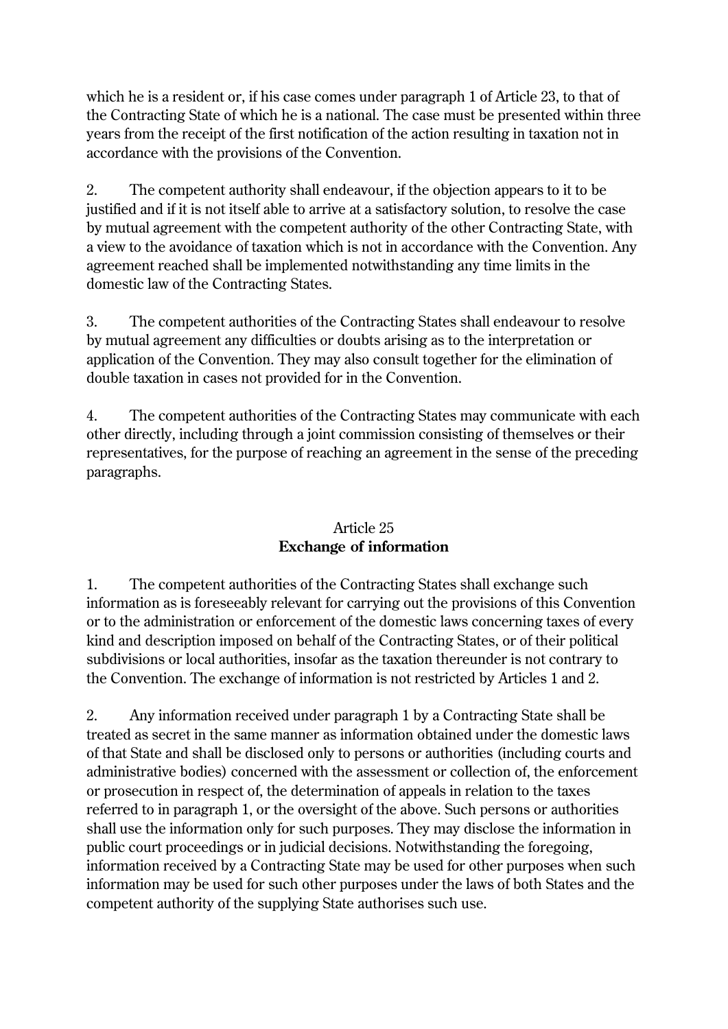which he is a resident or, if his case comes under paragraph 1 of Article 23, to that of the Contracting State of which he is a national. The case must be presented within three years from the receipt of the first notification of the action resulting in taxation not in accordance with the provisions of the Convention.

2. The competent authority shall endeavour, if the objection appears to it to be justified and if it is not itself able to arrive at a satisfactory solution, to resolve the case by mutual agreement with the competent authority of the other Contracting State, with a view to the avoidance of taxation which is not in accordance with the Convention. Any agreement reached shall be implemented notwithstanding any time limits in the domestic law of the Contracting States.

3. The competent authorities of the Contracting States shall endeavour to resolve by mutual agreement any difficulties or doubts arising as to the interpretation or application of the Convention. They may also consult together for the elimination of double taxation in cases not provided for in the Convention.

4. The competent authorities of the Contracting States may communicate with each other directly, including through a joint commission consisting of themselves or their representatives, for the purpose of reaching an agreement in the sense of the preceding paragraphs.

## Article 25
## Exchange of information

1. The competent authorities of the Contracting States shall exchange such information as is foreseeably relevant for carrying out the provisions of this Convention or to the administration or enforcement of the domestic laws concerning taxes of every kind and description imposed on behalf of the Contracting States, or of their political subdivisions or local authorities, insofar as the taxation thereunder is not contrary to the Convention. The exchange of information is not restricted by Articles 1 and 2.

2. Any information received under paragraph 1 by a Contracting State shall be treated as secret in the same manner as information obtained under the domestic laws of that State and shall be disclosed only to persons or authorities (including courts and administrative bodies) concerned with the assessment or collection of, the enforcement or prosecution in respect of, the determination of appeals in relation to the taxes referred to in paragraph 1, or the oversight of the above. Such persons or authorities shall use the information only for such purposes. They may disclose the information in public court proceedings or in judicial decisions. Notwithstanding the foregoing, information received by a Contracting State may be used for other purposes when such information may be used for such other purposes under the laws of both States and the competent authority of the supplying State authorises such use.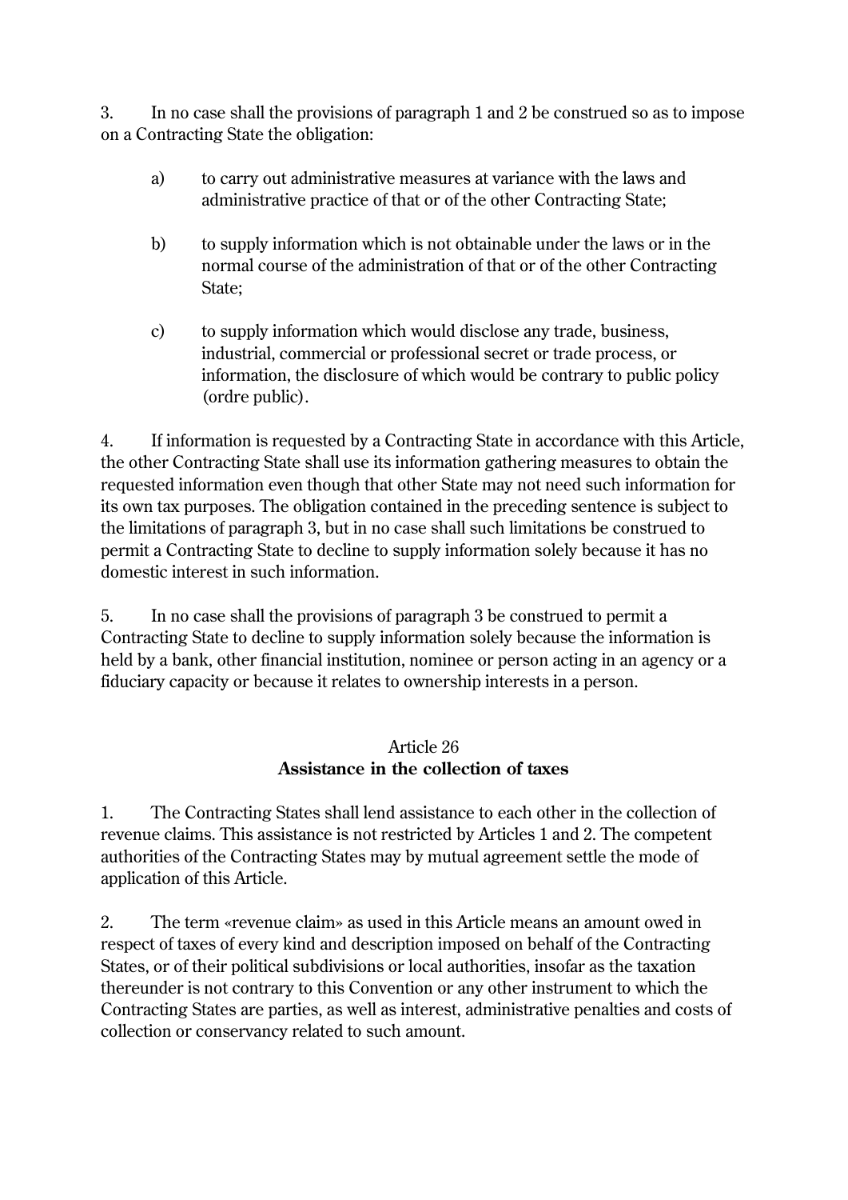3. In no case shall the provisions of paragraph 1 and 2 be construed so as to impose on a Contracting State the obligation:

a) to carry out administrative measures at variance with the laws and administrative practice of that or of the other Contracting State;

b) to supply information which is not obtainable under the laws or in the normal course of the administration of that or of the other Contracting State;

c) to supply information which would disclose any trade, business, industrial, commercial or professional secret or trade process, or information, the disclosure of which would be contrary to public policy (ordre public).

4. If information is requested by a Contracting State in accordance with this Article, the other Contracting State shall use its information gathering measures to obtain the requested information even though that other State may not need such information for its own tax purposes. The obligation contained in the preceding sentence is subject to the limitations of paragraph 3, but in no case shall such limitations be construed to permit a Contracting State to decline to supply information solely because it has no domestic interest in such information.

5. In no case shall the provisions of paragraph 3 be construed to permit a Contracting State to decline to supply information solely because the information is held by a bank, other financial institution, nominee or person acting in an agency or a fiduciary capacity or because it relates to ownership interests in a person.

## Article 26
## **Assistance in the collection of taxes**

1. The Contracting States shall lend assistance to each other in the collection of revenue claims. This assistance is not restricted by Articles 1 and 2. The competent authorities of the Contracting States may by mutual agreement settle the mode of application of this Article.

2. The term «revenue claim» as used in this Article means an amount owed in respect of taxes of every kind and description imposed on behalf of the Contracting States, or of their political subdivisions or local authorities, insofar as the taxation thereunder is not contrary to this Convention or any other instrument to which the Contracting States are parties, as well as interest, administrative penalties and costs of collection or conservancy related to such amount.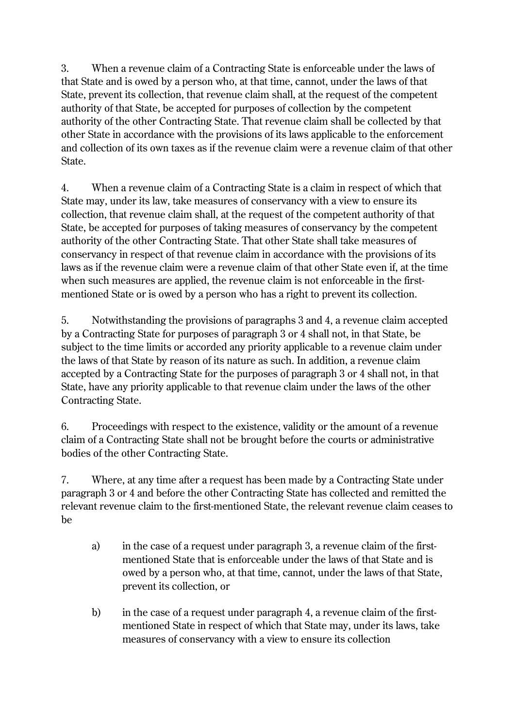3. When a revenue claim of a Contracting State is enforceable under the laws of that State and is owed by a person who, at that time, cannot, under the laws of that State, prevent its collection, that revenue claim shall, at the request of the competent authority of that State, be accepted for purposes of collection by the competent authority of the other Contracting State. That revenue claim shall be collected by that other State in accordance with the provisions of its laws applicable to the enforcement and collection of its own taxes as if the revenue claim were a revenue claim of that other State.

4. When a revenue claim of a Contracting State is a claim in respect of which that State may, under its law, take measures of conservancy with a view to ensure its collection, that revenue claim shall, at the request of the competent authority of that State, be accepted for purposes of taking measures of conservancy by the competent authority of the other Contracting State. That other State shall take measures of conservancy in respect of that revenue claim in accordance with the provisions of its laws as if the revenue claim were a revenue claim of that other State even if, at the time when such measures are applied, the revenue claim is not enforceable in the first-mentioned State or is owed by a person who has a right to prevent its collection.

5. Notwithstanding the provisions of paragraphs 3 and 4, a revenue claim accepted by a Contracting State for purposes of paragraph 3 or 4 shall not, in that State, be subject to the time limits or accorded any priority applicable to a revenue claim under the laws of that State by reason of its nature as such. In addition, a revenue claim accepted by a Contracting State for the purposes of paragraph 3 or 4 shall not, in that State, have any priority applicable to that revenue claim under the laws of the other Contracting State.

6. Proceedings with respect to the existence, validity or the amount of a revenue claim of a Contracting State shall not be brought before the courts or administrative bodies of the other Contracting State.

7. Where, at any time after a request has been made by a Contracting State under paragraph 3 or 4 and before the other Contracting State has collected and remitted the relevant revenue claim to the first-mentioned State, the relevant revenue claim ceases to be

a) in the case of a request under paragraph 3, a revenue claim of the first-mentioned State that is enforceable under the laws of that State and is owed by a person who, at that time, cannot, under the laws of that State, prevent its collection, or

b) in the case of a request under paragraph 4, a revenue claim of the first-mentioned State in respect of which that State may, under its laws, take measures of conservancy with a view to ensure its collection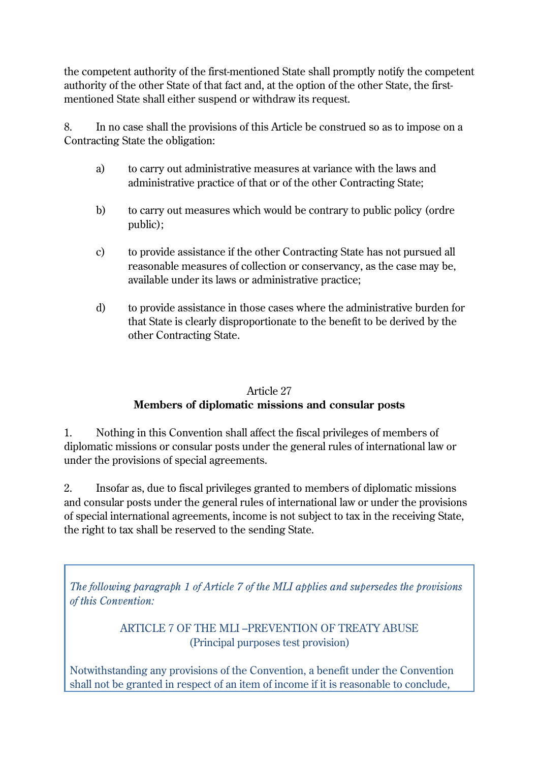the competent authority of the first-mentioned State shall promptly notify the competent authority of the other State of that fact and, at the option of the other State, the first-mentioned State shall either suspend or withdraw its request.

8. In no case shall the provisions of this Article be construed so as to impose on a Contracting State the obligation:

a) to carry out administrative measures at variance with the laws and administrative practice of that or of the other Contracting State;

b) to carry out measures which would be contrary to public policy (ordre public);

c) to provide assistance if the other Contracting State has not pursued all reasonable measures of collection or conservancy, as the case may be, available under its laws or administrative practice;

d) to provide assistance in those cases where the administrative burden for that State is clearly disproportionate to the benefit to be derived by the other Contracting State.

## Article 27
## **Members of diplomatic missions and consular posts**

1. Nothing in this Convention shall affect the fiscal privileges of members of diplomatic missions or consular posts under the general rules of international law or under the provisions of special agreements.

2. Insofar as, due to fiscal privileges granted to members of diplomatic missions and consular posts under the general rules of international law or under the provisions of special international agreements, income is not subject to tax in the receiving State, the right to tax shall be reserved to the sending State.

*The following paragraph 1 of Article 7 of the MLI applies and supersedes the provisions of this Convention:*

ARTICLE 7 OF THE MLI –PREVENTION OF TREATY ABUSE
(Principal purposes test provision)

Notwithstanding any provisions of the Convention, a benefit under the Convention shall not be granted in respect of an item of income if it is reasonable to conclude,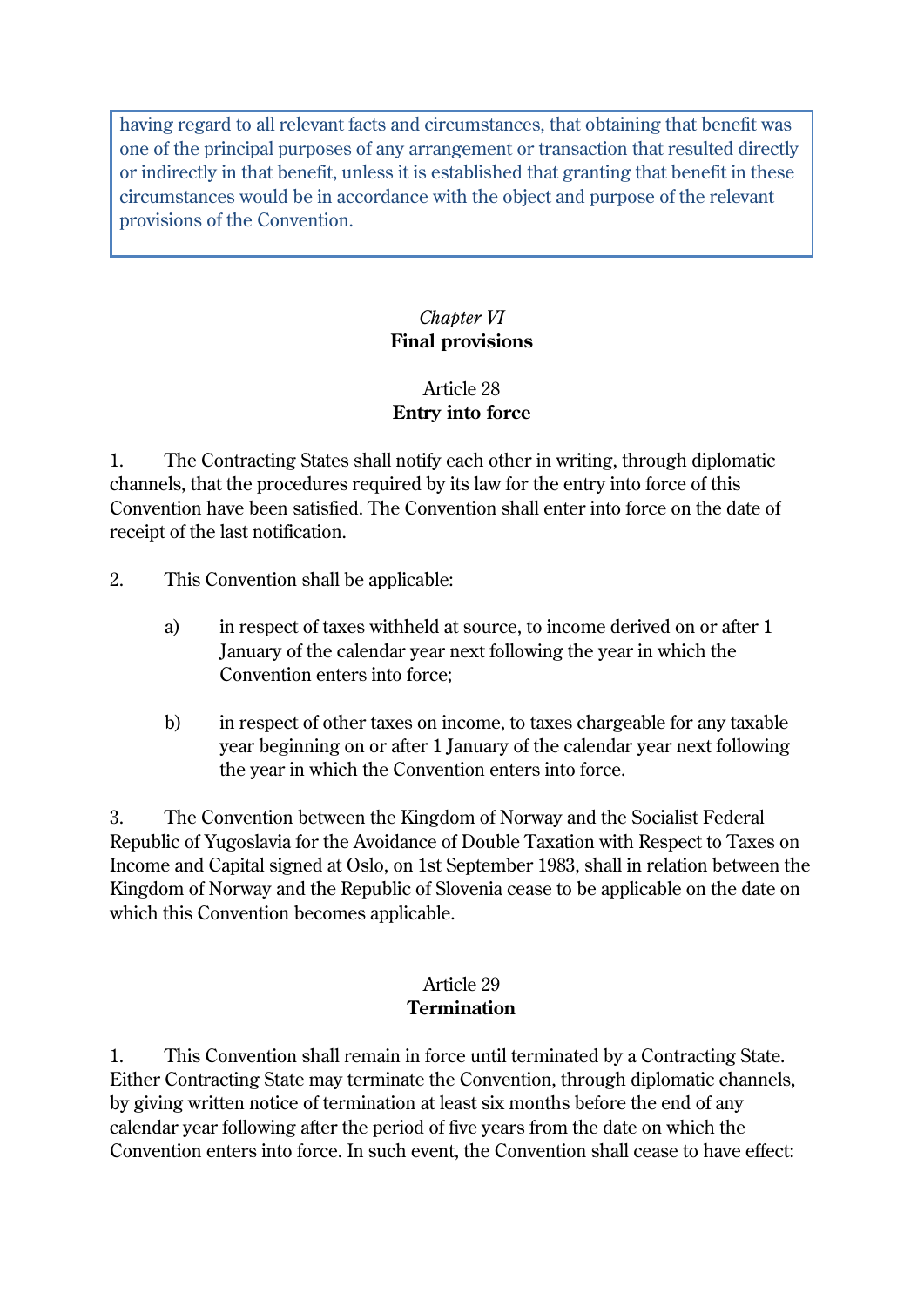having regard to all relevant facts and circumstances, that obtaining that benefit was one of the principal purposes of any arrangement or transaction that resulted directly or indirectly in that benefit, unless it is established that granting that benefit in these circumstances would be in accordance with the object and purpose of the relevant provisions of the Convention.

## *Chapter VI*
## **Final provisions**

### Article 28
### **Entry into force**

1. The Contracting States shall notify each other in writing, through diplomatic channels, that the procedures required by its law for the entry into force of this Convention have been satisfied. The Convention shall enter into force on the date of receipt of the last notification.

2. This Convention shall be applicable:

   a) in respect of taxes withheld at source, to income derived on or after 1 January of the calendar year next following the year in which the Convention enters into force;

   b) in respect of other taxes on income, to taxes chargeable for any taxable year beginning on or after 1 January of the calendar year next following the year in which the Convention enters into force.

3. The Convention between the Kingdom of Norway and the Socialist Federal Republic of Yugoslavia for the Avoidance of Double Taxation with Respect to Taxes on Income and Capital signed at Oslo, on 1st September 1983, shall in relation between the Kingdom of Norway and the Republic of Slovenia cease to be applicable on the date on which this Convention becomes applicable.

### Article 29
### **Termination**

1. This Convention shall remain in force until terminated by a Contracting State. Either Contracting State may terminate the Convention, through diplomatic channels, by giving written notice of termination at least six months before the end of any calendar year following after the period of five years from the date on which the Convention enters into force. In such event, the Convention shall cease to have effect: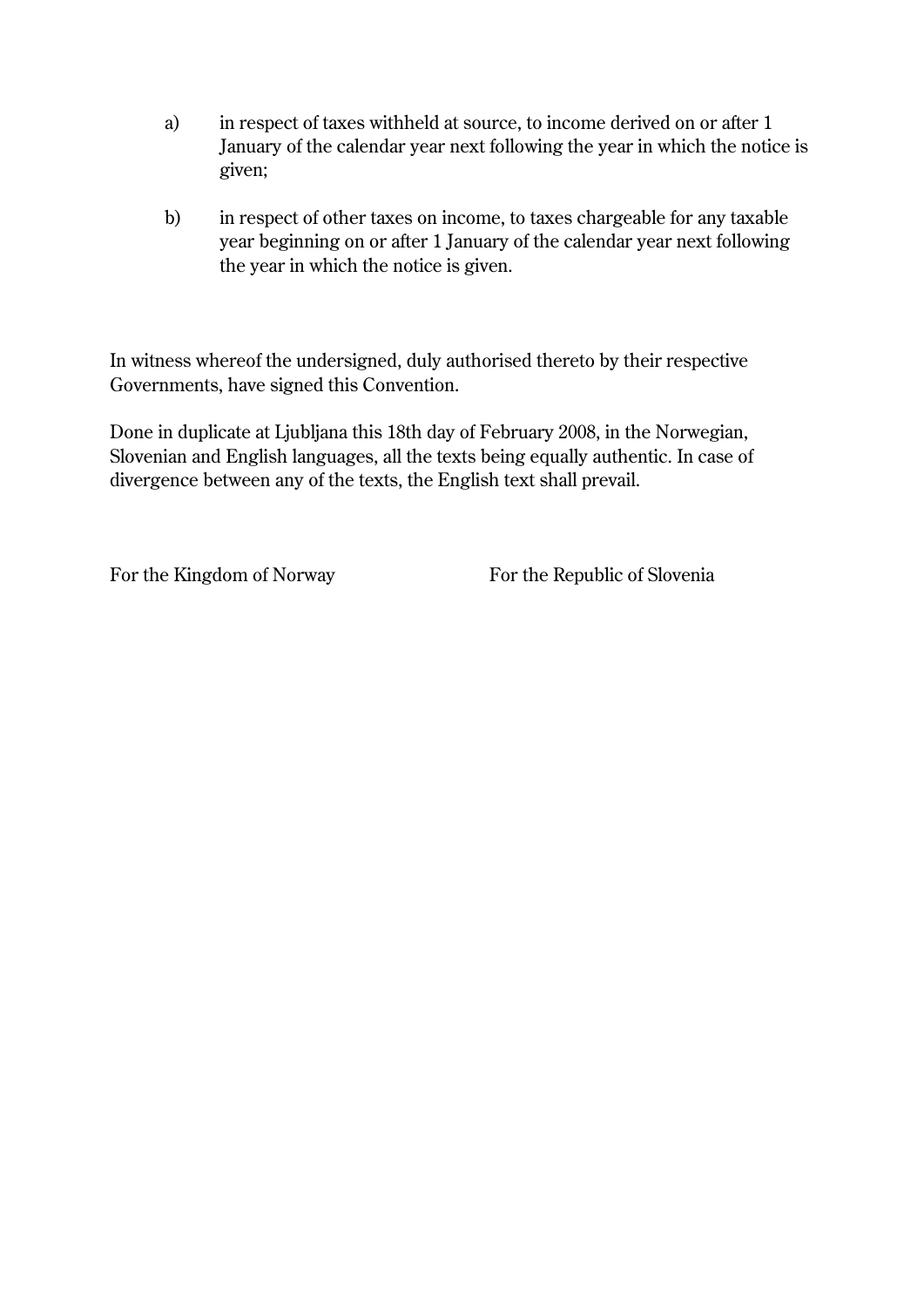a) in respect of taxes withheld at source, to income derived on or after 1 January of the calendar year next following the year in which the notice is given;

b) in respect of other taxes on income, to taxes chargeable for any taxable year beginning on or after 1 January of the calendar year next following the year in which the notice is given.

In witness whereof the undersigned, duly authorised thereto by their respective Governments, have signed this Convention.

Done in duplicate at Ljubljana this 18th day of February 2008, in the Norwegian, Slovenian and English languages, all the texts being equally authentic. In case of divergence between any of the texts, the English text shall prevail.

For the Kingdom of Norway For the Republic of Slovenia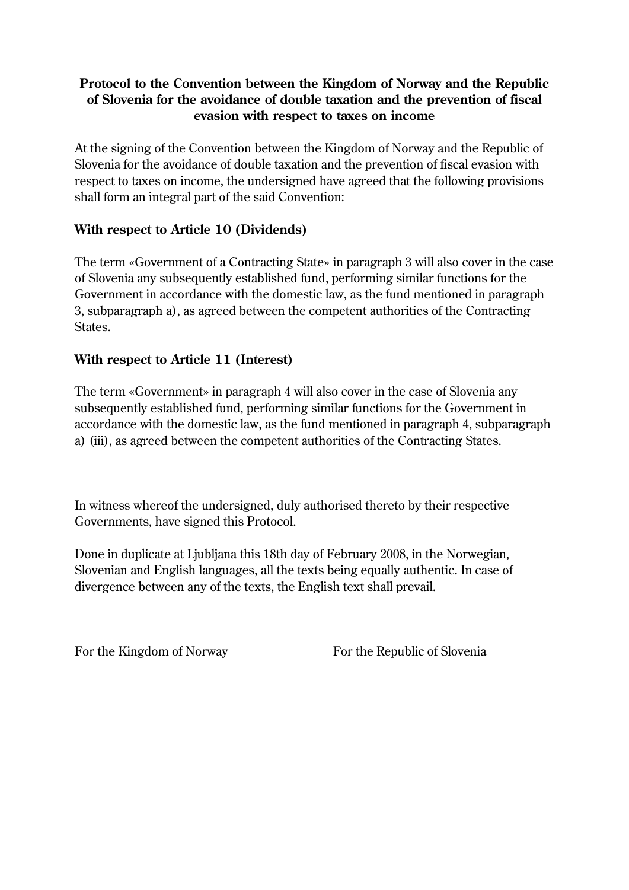**Protocol to the Convention between the Kingdom of Norway and the Republic of Slovenia for the avoidance of double taxation and the prevention of fiscal evasion with respect to taxes on income**

At the signing of the Convention between the Kingdom of Norway and the Republic of Slovenia for the avoidance of double taxation and the prevention of fiscal evasion with respect to taxes on income, the undersigned have agreed that the following provisions shall form an integral part of the said Convention:

**With respect to Article 10 (Dividends)**

The term «Government of a Contracting State» in paragraph 3 will also cover in the case of Slovenia any subsequently established fund, performing similar functions for the Government in accordance with the domestic law, as the fund mentioned in paragraph 3, subparagraph a), as agreed between the competent authorities of the Contracting States.

**With respect to Article 11 (Interest)**

The term «Government» in paragraph 4 will also cover in the case of Slovenia any subsequently established fund, performing similar functions for the Government in accordance with the domestic law, as the fund mentioned in paragraph 4, subparagraph a) (iii), as agreed between the competent authorities of the Contracting States.

In witness whereof the undersigned, duly authorised thereto by their respective Governments, have signed this Protocol.

Done in duplicate at Ljubljana this 18th day of February 2008, in the Norwegian, Slovenian and English languages, all the texts being equally authentic. In case of divergence between any of the texts, the English text shall prevail.

For the Kingdom of Norway

For the Republic of Slovenia